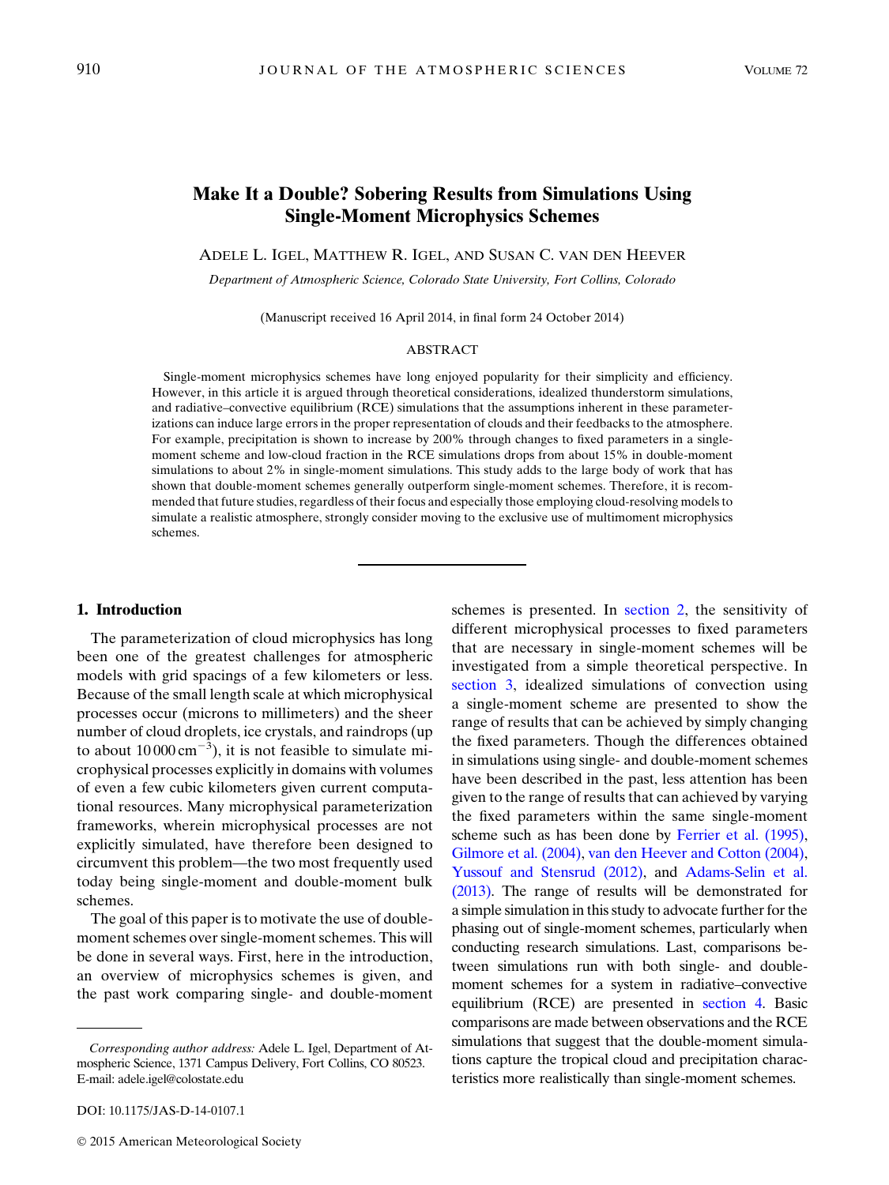# Make It a Double? Sobering Results from Simulations Using Single-Moment Microphysics Schemes

Adele L. Igel, Matthew R. Igel, and Susan C. van den Heever

*Department of Atmospheric Science, Colorado State University, Fort Collins, Colorado*

(Manuscript received 16 April 2014, in final form 24 October 2014)

## ABSTRACT

Single-moment microphysics schemes have long enjoyed popularity for their simplicity and efficiency. However, in this article it is argued through theoretical considerations, idealized thunderstorm simulations, and radiative–convective equilibrium (RCE) simulations that the assumptions inherent in these parameterizations can induce large errors in the proper representation of clouds and their feedbacks to the atmosphere. For example, precipitation is shown to increase by 200% through changes to fixed parameters in a single-moment scheme and low-cloud fraction in the RCE simulations drops from about 15% in double-moment simulations to about 2% in single-moment simulations. This study adds to the large body of work that has shown that double-moment schemes generally outperform single-moment schemes. Therefore, it is recommended that future studies, regardless of their focus and especially those employing cloud-resolving models to simulate a realistic atmosphere, strongly consider moving to the exclusive use of multimoment microphysics schemes.

## 1. Introduction

The parameterization of cloud microphysics has long been one of the greatest challenges for atmospheric models with grid spacings of a few kilometers or less. Because of the small length scale at which microphysical processes occur (microns to millimeters) and the sheer number of cloud droplets, ice crystals, and raindrops (up to about $10\,000\,\mathrm{cm}^{-3}$), it is not feasible to simulate microphysical processes explicitly in domains with volumes of even a few cubic kilometers given current computational resources. Many microphysical parameterization frameworks, wherein microphysical processes are not explicitly simulated, have therefore been designed to circumvent this problem—the two most frequently used today being single-moment and double-moment bulk schemes.

The goal of this paper is to motivate the use of double-moment schemes over single-moment schemes. This will be done in several ways. First, here in the introduction, an overview of microphysics schemes is given, and the past work comparing single- and double-moment schemes is presented. In section 2, the sensitivity of different microphysical processes to fixed parameters that are necessary in single-moment schemes will be investigated from a simple theoretical perspective. In section 3, idealized simulations of convection using a single-moment scheme are presented to show the range of results that can be achieved by simply changing the fixed parameters. Though the differences obtained in simulations using single- and double-moment schemes have been described in the past, less attention has been given to the range of results that can achieved by varying the fixed parameters within the same single-moment scheme such as has been done by Ferrier et al. (1995), Gilmore et al. (2004), van den Heever and Cotton (2004), Yussouf and Stensrud (2012), and Adams-Selin et al. (2013). The range of results will be demonstrated for a simple simulation in this study to advocate further for the phasing out of single-moment schemes, particularly when conducting research simulations. Last, comparisons between simulations run with both single- and double-moment schemes for a system in radiative–convective equilibrium (RCE) are presented in section 4. Basic comparisons are made between observations and the RCE simulations that suggest that the double-moment simulations capture the tropical cloud and precipitation characteristics more realistically than single-moment schemes.

*Corresponding author address:* Adele L. Igel, Department of Atmospheric Science, 1371 Campus Delivery, Fort Collins, CO 80523. E-mail: adele.igel@colostate.edu

DOI: 10.1175/JAS-D-14-0107.1

© 2015 American Meteorological Society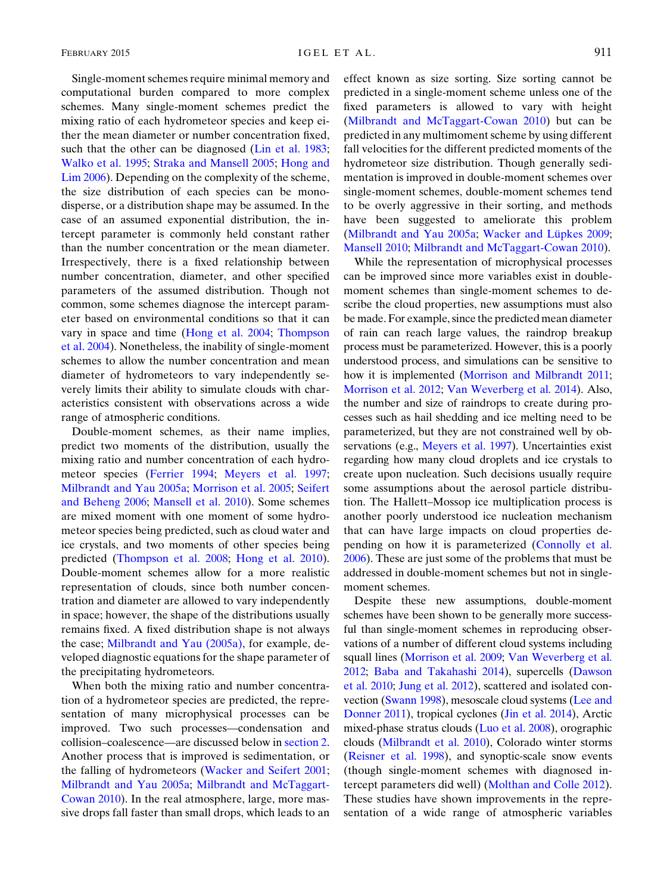Single-moment schemes require minimal memory and computational burden compared to more complex schemes. Many single-moment schemes predict the mixing ratio of each hydrometeor species and keep either the mean diameter or number concentration fixed, such that the other can be diagnosed (Lin et al. 1983; Walko et al. 1995; Straka and Mansell 2005; Hong and Lim 2006). Depending on the complexity of the scheme, the size distribution of each species can be monodisperse, or a distribution shape may be assumed. In the case of an assumed exponential distribution, the intercept parameter is commonly held constant rather than the number concentration or the mean diameter. Irrespectively, there is a fixed relationship between number concentration, diameter, and other specified parameters of the assumed distribution. Though not common, some schemes diagnose the intercept parameter based on environmental conditions so that it can vary in space and time (Hong et al. 2004; Thompson et al. 2004). Nonetheless, the inability of single-moment schemes to allow the number concentration and mean diameter of hydrometeors to vary independently severely limits their ability to simulate clouds with characteristics consistent with observations across a wide range of atmospheric conditions.

Double-moment schemes, as their name implies, predict two moments of the distribution, usually the mixing ratio and number concentration of each hydrometeor species (Ferrier 1994; Meyers et al. 1997; Milbrandt and Yau 2005a; Morrison et al. 2005; Seifert and Beheng 2006; Mansell et al. 2010). Some schemes are mixed moment with one moment of some hydrometeor species being predicted, such as cloud water and ice crystals, and two moments of other species being predicted (Thompson et al. 2008; Hong et al. 2010). Double-moment schemes allow for a more realistic representation of clouds, since both number concentration and diameter are allowed to vary independently in space; however, the shape of the distributions usually remains fixed. A fixed distribution shape is not always the case; Milbrandt and Yau (2005a), for example, developed diagnostic equations for the shape parameter of the precipitating hydrometeors.

When both the mixing ratio and number concentration of a hydrometeor species are predicted, the representation of many microphysical processes can be improved. Two such processes—condensation and collision–coalescence—are discussed below in section 2. Another process that is improved is sedimentation, or the falling of hydrometeors (Wacker and Seifert 2001; Milbrandt and Yau 2005a; Milbrandt and McTaggart-Cowan 2010). In the real atmosphere, large, more massive drops fall faster than small drops, which leads to an effect known as size sorting. Size sorting cannot be predicted in a single-moment scheme unless one of the fixed parameters is allowed to vary with height (Milbrandt and McTaggart-Cowan 2010) but can be predicted in any multimoment scheme by using different fall velocities for the different predicted moments of the hydrometeor size distribution. Though generally sedimentation is improved in double-moment schemes over single-moment schemes, double-moment schemes tend to be overly aggressive in their sorting, and methods have been suggested to ameliorate this problem (Milbrandt and Yau 2005a; Wacker and Lüpkes 2009; Mansell 2010; Milbrandt and McTaggart-Cowan 2010).

While the representation of microphysical processes can be improved since more variables exist in double-moment schemes than single-moment schemes to describe the cloud properties, new assumptions must also be made. For example, since the predicted mean diameter of rain can reach large values, the raindrop breakup process must be parameterized. However, this is a poorly understood process, and simulations can be sensitive to how it is implemented (Morrison and Milbrandt 2011; Morrison et al. 2012; Van Weverberg et al. 2014). Also, the number and size of raindrops to create during processes such as hail shedding and ice melting need to be parameterized, but they are not constrained well by observations (e.g., Meyers et al. 1997). Uncertainties exist regarding how many cloud droplets and ice crystals to create upon nucleation. Such decisions usually require some assumptions about the aerosol particle distribution. The Hallett–Mossop ice multiplication process is another poorly understood ice nucleation mechanism that can have large impacts on cloud properties depending on how it is parameterized (Connolly et al. 2006). These are just some of the problems that must be addressed in double-moment schemes but not in single-moment schemes.

Despite these new assumptions, double-moment schemes have been shown to be generally more successful than single-moment schemes in reproducing observations of a number of different cloud systems including squall lines (Morrison et al. 2009; Van Weverberg et al. 2012; Baba and Takahashi 2014), supercells (Dawson et al. 2010; Jung et al. 2012), scattered and isolated convection (Swann 1998), mesoscale cloud systems (Lee and Donner 2011), tropical cyclones (Jin et al. 2014), Arctic mixed-phase stratus clouds (Luo et al. 2008), orographic clouds (Milbrandt et al. 2010), Colorado winter storms (Reisner et al. 1998), and synoptic-scale snow events (though single-moment schemes with diagnosed intercept parameters did well) (Molthan and Colle 2012). These studies have shown improvements in the representation of a wide range of atmospheric variables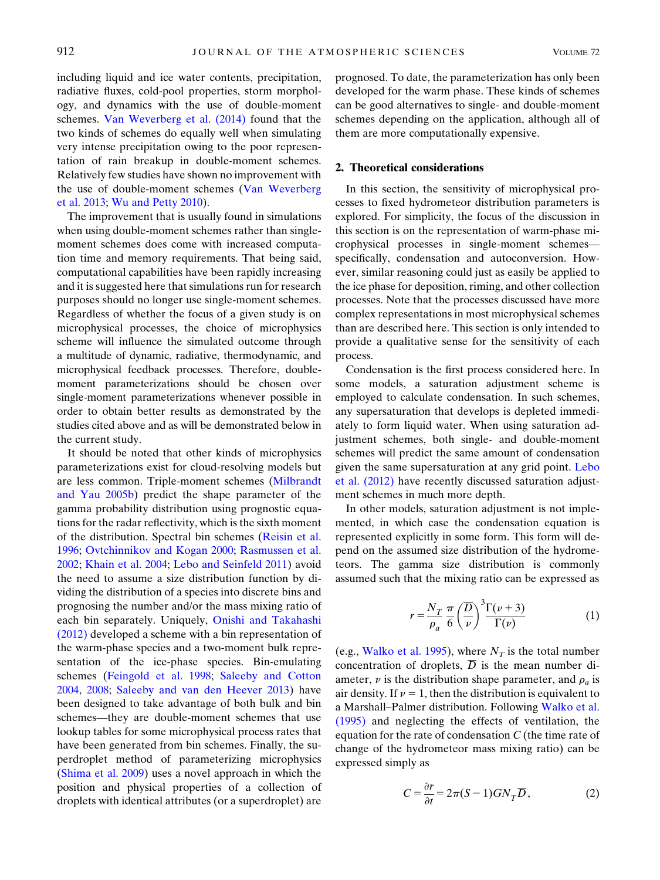including liquid and ice water contents, precipitation, radiative fluxes, cold-pool properties, storm morphology, and dynamics with the use of double-moment schemes. Van Weverberg et al. (2014) found that the two kinds of schemes do equally well when simulating very intense precipitation owing to the poor representation of rain breakup in double-moment schemes. Relatively few studies have shown no improvement with the use of double-moment schemes (Van Weverberg et al. 2013; Wu and Petty 2010).

The improvement that is usually found in simulations when using double-moment schemes rather than single-moment schemes does come with increased computation time and memory requirements. That being said, computational capabilities have been rapidly increasing and it is suggested here that simulations run for research purposes should no longer use single-moment schemes. Regardless of whether the focus of a given study is on microphysical processes, the choice of microphysics scheme will influence the simulated outcome through a multitude of dynamic, radiative, thermodynamic, and microphysical feedback processes. Therefore, double-moment parameterizations should be chosen over single-moment parameterizations whenever possible in order to obtain better results as demonstrated by the studies cited above and as will be demonstrated below in the current study.

It should be noted that other kinds of microphysics parameterizations exist for cloud-resolving models but are less common. Triple-moment schemes (Milbrandt and Yau 2005b) predict the shape parameter of the gamma probability distribution using prognostic equations for the radar reflectivity, which is the sixth moment of the distribution. Spectral bin schemes (Reisin et al. 1996; Ovtchinnikov and Kogan 2000; Rasmussen et al. 2002; Khain et al. 2004; Lebo and Seinfeld 2011) avoid the need to assume a size distribution function by dividing the distribution of a species into discrete bins and prognosing the number and/or the mass mixing ratio of each bin separately. Uniquely, Onishi and Takahashi (2012) developed a scheme with a bin representation of the warm-phase species and a two-moment bulk representation of the ice-phase species. Bin-emulating schemes (Feingold et al. 1998; Saleeby and Cotton 2004, 2008; Saleeby and van den Heever 2013) have been designed to take advantage of both bulk and bin schemes—they are double-moment schemes that use lookup tables for some microphysical process rates that have been generated from bin schemes. Finally, the superdroplet method of parameterizing microphysics (Shima et al. 2009) uses a novel approach in which the position and physical properties of a collection of droplets with identical attributes (or a superdroplet) are prognosed. To date, the parameterization has only been developed for the warm phase. These kinds of schemes can be good alternatives to single- and double-moment schemes depending on the application, although all of them are more computationally expensive.

## 2. Theoretical considerations

In this section, the sensitivity of microphysical processes to fixed hydrometeor distribution parameters is explored. For simplicity, the focus of the discussion in this section is on the representation of warm-phase microphysical processes in single-moment schemes—specifically, condensation and autoconversion. However, similar reasoning could just as easily be applied to the ice phase for deposition, riming, and other collection processes. Note that the processes discussed have more complex representations in most microphysical schemes than are described here. This section is only intended to provide a qualitative sense for the sensitivity of each process.

Condensation is the first process considered here. In some models, a saturation adjustment scheme is employed to calculate condensation. In such schemes, any supersaturation that develops is depleted immediately to form liquid water. When using saturation adjustment schemes, both single- and double-moment schemes will predict the same amount of condensation given the same supersaturation at any grid point. Lebo et al. (2012) have recently discussed saturation adjustment schemes in much more depth.

In other models, saturation adjustment is not implemented, in which case the condensation equation is represented explicitly in some form. This form will depend on the assumed size distribution of the hydrometeors. The gamma size distribution is commonly assumed such that the mixing ratio can be expressed as

$$r = \frac{N_T}{\rho_a}\frac{\pi}{6}\left(\frac{\overline{D}}{\nu}\right)^3\frac{\Gamma(\nu+3)}{\Gamma(\nu)} \tag{1}$$

(e.g., Walko et al. 1995), where $N_T$ is the total number concentration of droplets, $\overline{D}$ is the mean number diameter, $\nu$ is the distribution shape parameter, and $\rho_a$ is air density. If $\nu = 1$, then the distribution is equivalent to a Marshall–Palmer distribution. Following Walko et al. (1995) and neglecting the effects of ventilation, the equation for the rate of condensation $C$ (the time rate of change of the hydrometeor mass mixing ratio) can be expressed simply as

$$C = \frac{\partial r}{\partial t} = 2\pi(S-1)GN_T\overline{D}, \tag{2}$$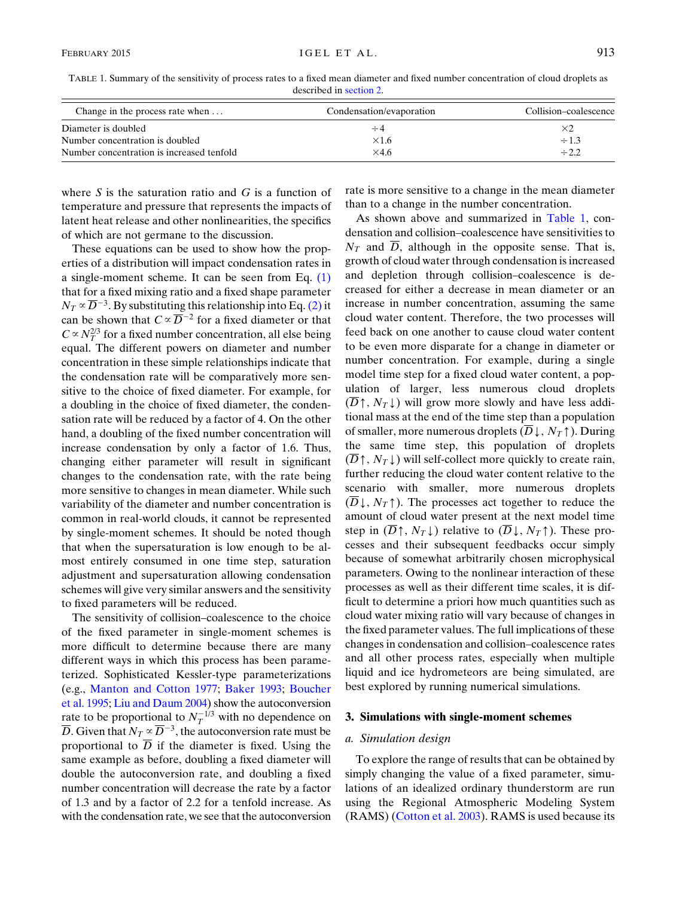TABLE 1. Summary of the sensitivity of process rates to a fixed mean diameter and fixed number concentration of cloud droplets as described in section 2.

| Change in the process rate when . . . | Condensation/evaporation | Collision–coalescence |
|---|---|---|
| Diameter is doubled | ÷4 | ×2 |
| Number concentration is doubled | ×1.6 | ÷1.3 |
| Number concentration is increased tenfold | ×4.6 | ÷2.2 |

where $S$ is the saturation ratio and $G$ is a function of temperature and pressure that represents the impacts of latent heat release and other nonlinearities, the specifics of which are not germane to the discussion.

These equations can be used to show how the properties of a distribution will impact condensation rates in a single-moment scheme. It can be seen from Eq. (1) that for a fixed mixing ratio and a fixed shape parameter $N_T \propto \overline{D}^{-3}$. By substituting this relationship into Eq. (2) it can be shown that $C \propto \overline{D}^{-2}$ for a fixed diameter or that $C \propto N_T^{2/3}$ for a fixed number concentration, all else being equal. The different powers on diameter and number concentration in these simple relationships indicate that the condensation rate will be comparatively more sensitive to the choice of fixed diameter. For example, for a doubling in the choice of fixed diameter, the condensation rate will be reduced by a factor of 4. On the other hand, a doubling of the fixed number concentration will increase condensation by only a factor of 1.6. Thus, changing either parameter will result in significant changes to the condensation rate, with the rate being more sensitive to changes in mean diameter. While such variability of the diameter and number concentration is common in real-world clouds, it cannot be represented by single-moment schemes. It should be noted though that when the supersaturation is low enough to be almost entirely consumed in one time step, saturation adjustment and supersaturation allowing condensation schemes will give very similar answers and the sensitivity to fixed parameters will be reduced.

The sensitivity of collision–coalescence to the choice of the fixed parameter in single-moment schemes is more difficult to determine because there are many different ways in which this process has been parameterized. Sophisticated Kessler-type parameterizations (e.g., Manton and Cotton 1977; Baker 1993; Boucher et al. 1995; Liu and Daum 2004) show the autoconversion rate to be proportional to $N_T^{-1/3}$ with no dependence on $\overline{D}$. Given that $N_T \propto \overline{D}^{-3}$, the autoconversion rate must be proportional to $\overline{D}$ if the diameter is fixed. Using the same example as before, doubling a fixed diameter will double the autoconversion rate, and doubling a fixed number concentration will decrease the rate by a factor of 1.3 and by a factor of 2.2 for a tenfold increase. As with the condensation rate, we see that the autoconversion rate is more sensitive to a change in the mean diameter than to a change in the number concentration.

As shown above and summarized in Table 1, condensation and collision–coalescence have sensitivities to $N_T$ and $\overline{D}$, although in the opposite sense. That is, growth of cloud water through condensation is increased and depletion through collision–coalescence is decreased for either a decrease in mean diameter or an increase in number concentration, assuming the same cloud water content. Therefore, the two processes will feed back on one another to cause cloud water content to be even more disparate for a change in diameter or number concentration. For example, during a single model time step for a fixed cloud water content, a population of larger, less numerous cloud droplets ($\overline{D}\uparrow$, $N_T\downarrow$) will grow more slowly and have less additional mass at the end of the time step than a population of smaller, more numerous droplets ($\overline{D}\downarrow$, $N_T\uparrow$). During the same time step, this population of droplets ($\overline{D}\uparrow$, $N_T\downarrow$) will self-collect more quickly to create rain, further reducing the cloud water content relative to the scenario with smaller, more numerous droplets ($\overline{D}\downarrow$, $N_T\uparrow$). The processes act together to reduce the amount of cloud water present at the next model time step in ($\overline{D}\uparrow$, $N_T\downarrow$) relative to ($\overline{D}\downarrow$, $N_T\uparrow$). These processes and their subsequent feedbacks occur simply because of somewhat arbitrarily chosen microphysical parameters. Owing to the nonlinear interaction of these processes as well as their different time scales, it is difficult to determine a priori how much quantities such as cloud water mixing ratio will vary because of changes in the fixed parameter values. The full implications of these changes in condensation and collision–coalescence rates and all other process rates, especially when multiple liquid and ice hydrometeors are being simulated, are best explored by running numerical simulations.

## 3. Simulations with single-moment schemes

### *a. Simulation design*

To explore the range of results that can be obtained by simply changing the value of a fixed parameter, simulations of an idealized ordinary thunderstorm are run using the Regional Atmospheric Modeling System (RAMS) (Cotton et al. 2003). RAMS is used because its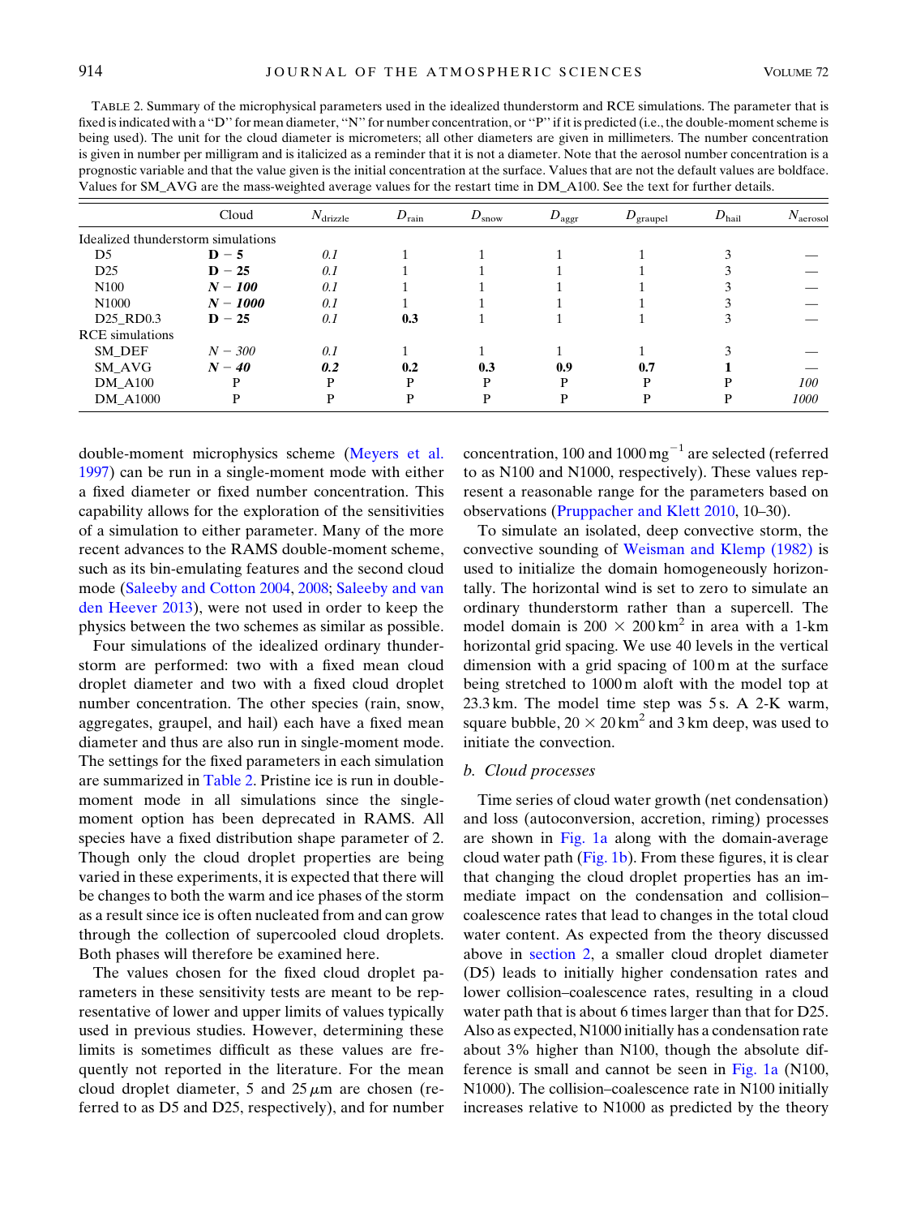TABLE 2. Summary of the microphysical parameters used in the idealized thunderstorm and RCE simulations. The parameter that is fixed is indicated with a "D" for mean diameter, "N" for number concentration, or "P" if it is predicted (i.e., the double-moment scheme is being used). The unit for the cloud diameter is micrometers; all other diameters are given in millimeters. The number concentration is given in number per milligram and is italicized as a reminder that it is not a diameter. Note that the aerosol number concentration is a prognostic variable and that the value given is the initial concentration at the surface. Values that are not the default values are boldface. Values for SM_AVG are the mass-weighted average values for the restart time in DM_A100. See the text for further details.

| | Cloud | $N_{drizzle}$ | $D_{rain}$ | $D_{snow}$ | $D_{aggr}$ | $D_{graupel}$ | $D_{hail}$ | $N_{aerosol}$ |
|---|---|---|---|---|---|---|---|---|
| Idealized thunderstorm simulations | | | | | | | | |
| D5 | **D − 5** | *0.1* | 1 | 1 | 1 | 1 | 3 | — |
| D25 | **D − 25** | *0.1* | 1 | 1 | 1 | 1 | 3 | — |
| N100 | ***N* − *100*** | *0.1* | 1 | 1 | 1 | 1 | 3 | — |
| N1000 | ***N* − *1000*** | *0.1* | 1 | 1 | 1 | 1 | 3 | — |
| D25_RD0.3 | **D − 25** | *0.1* | **0.3** | 1 | 1 | 1 | 3 | — |
| RCE simulations | | | | | | | | |
| SM_DEF | *N* − *300* | *0.1* | 1 | 1 | 1 | 1 | 3 | — |
| SM_AVG | ***N* − *40*** | ***0.2*** | **0.2** | **0.3** | **0.9** | **0.7** | **1** | — |
| DM_A100 | P | P | P | P | P | P | P | *100* |
| DM_A1000 | P | P | P | P | P | P | P | *1000* |

double-moment microphysics scheme (Meyers et al. 1997) can be run in a single-moment mode with either a fixed diameter or fixed number concentration. This capability allows for the exploration of the sensitivities of a simulation to either parameter. Many of the more recent advances to the RAMS double-moment scheme, such as its bin-emulating features and the second cloud mode (Saleeby and Cotton 2004, 2008; Saleeby and van den Heever 2013), were not used in order to keep the physics between the two schemes as similar as possible.

Four simulations of the idealized ordinary thunderstorm are performed: two with a fixed mean cloud droplet diameter and two with a fixed cloud droplet number concentration. The other species (rain, snow, aggregates, graupel, and hail) each have a fixed mean diameter and thus are also run in single-moment mode. The settings for the fixed parameters in each simulation are summarized in Table 2. Pristine ice is run in double-moment mode in all simulations since the single-moment option has been deprecated in RAMS. All species have a fixed distribution shape parameter of 2. Though only the cloud droplet properties are being varied in these experiments, it is expected that there will be changes to both the warm and ice phases of the storm as a result since ice is often nucleated from and can grow through the collection of supercooled cloud droplets. Both phases will therefore be examined here.

The values chosen for the fixed cloud droplet parameters in these sensitivity tests are meant to be representative of lower and upper limits of values typically used in previous studies. However, determining these limits is sometimes difficult as these values are frequently not reported in the literature. For the mean cloud droplet diameter, 5 and 25 $\mu$m are chosen (referred to as D5 and D25, respectively), and for number concentration, 100 and 1000 $mg^{-1}$ are selected (referred to as N100 and N1000, respectively). These values represent a reasonable range for the parameters based on observations (Pruppacher and Klett 2010, 10–30).

To simulate an isolated, deep convective storm, the convective sounding of Weisman and Klemp (1982) is used to initialize the domain homogeneously horizontally. The horizontal wind is set to zero to simulate an ordinary thunderstorm rather than a supercell. The model domain is $200 \times 200\,km^2$ in area with a 1-km horizontal grid spacing. We use 40 levels in the vertical dimension with a grid spacing of 100 m at the surface being stretched to 1000 m aloft with the model top at 23.3 km. The model time step was 5 s. A 2-K warm, square bubble, $20 \times 20\,km^2$ and 3 km deep, was used to initiate the convection.

### *b. Cloud processes*

Time series of cloud water growth (net condensation) and loss (autoconversion, accretion, riming) processes are shown in Fig. 1a along with the domain-average cloud water path (Fig. 1b). From these figures, it is clear that changing the cloud droplet properties has an immediate impact on the condensation and collision–coalescence rates that lead to changes in the total cloud water content. As expected from the theory discussed above in section 2, a smaller cloud droplet diameter (D5) leads to initially higher condensation rates and lower collision–coalescence rates, resulting in a cloud water path that is about 6 times larger than that for D25. Also as expected, N1000 initially has a condensation rate about 3% higher than N100, though the absolute difference is small and cannot be seen in Fig. 1a (N100, N1000). The collision–coalescence rate in N100 initially increases relative to N1000 as predicted by the theory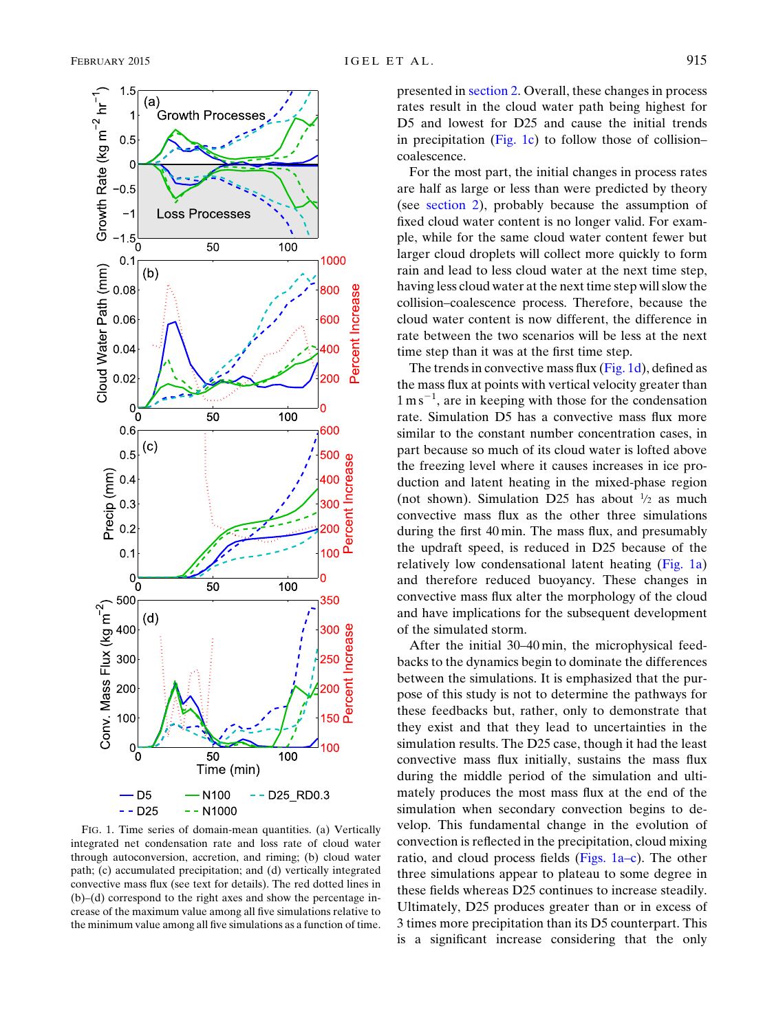FIG. 1. Time series of domain-mean quantities. (a) Vertically integrated net condensation rate and loss rate of cloud water through autoconversion, accretion, and riming; (b) cloud water path; (c) accumulated precipitation; and (d) vertically integrated convective mass flux (see text for details). The red dotted lines in (b)–(d) correspond to the right axes and show the percentage increase of the maximum value among all five simulations relative to the minimum value among all five simulations as a function of time.

presented in section 2. Overall, these changes in process rates result in the cloud water path being highest for D5 and lowest for D25 and cause the initial trends in precipitation (Fig. 1c) to follow those of collision–coalescence.

For the most part, the initial changes in process rates are half as large or less than were predicted by theory (see section 2), probably because the assumption of fixed cloud water content is no longer valid. For example, while for the same cloud water content fewer but larger cloud droplets will collect more quickly to form rain and lead to less cloud water at the next time step, having less cloud water at the next time step will slow the collision–coalescence process. Therefore, because the cloud water content is now different, the difference in rate between the two scenarios will be less at the next time step than it was at the first time step.

The trends in convective mass flux (Fig. 1d), defined as the mass flux at points with vertical velocity greater than $1\ \mathrm{m\,s^{-1}}$, are in keeping with those for the condensation rate. Simulation D5 has a convective mass flux more similar to the constant number concentration cases, in part because so much of its cloud water is lofted above the freezing level where it causes increases in ice production and latent heating in the mixed-phase region (not shown). Simulation D25 has about ½ as much convective mass flux as the other three simulations during the first 40 min. The mass flux, and presumably the updraft speed, is reduced in D25 because of the relatively low condensational latent heating (Fig. 1a) and therefore reduced buoyancy. These changes in convective mass flux alter the morphology of the cloud and have implications for the subsequent development of the simulated storm.

After the initial 30–40 min, the microphysical feedbacks to the dynamics begin to dominate the differences between the simulations. It is emphasized that the purpose of this study is not to determine the pathways for these feedbacks but, rather, only to demonstrate that they exist and that they lead to uncertainties in the simulation results. The D25 case, though it had the least convective mass flux initially, sustains the mass flux during the middle period of the simulation and ultimately produces the most mass flux at the end of the simulation when secondary convection begins to develop. This fundamental change in the evolution of convection is reflected in the precipitation, cloud mixing ratio, and cloud process fields (Figs. 1a–c). The other three simulations appear to plateau to some degree in these fields whereas D25 continues to increase steadily. Ultimately, D25 produces greater than or in excess of 3 times more precipitation than its D5 counterpart. This is a significant increase considering that the only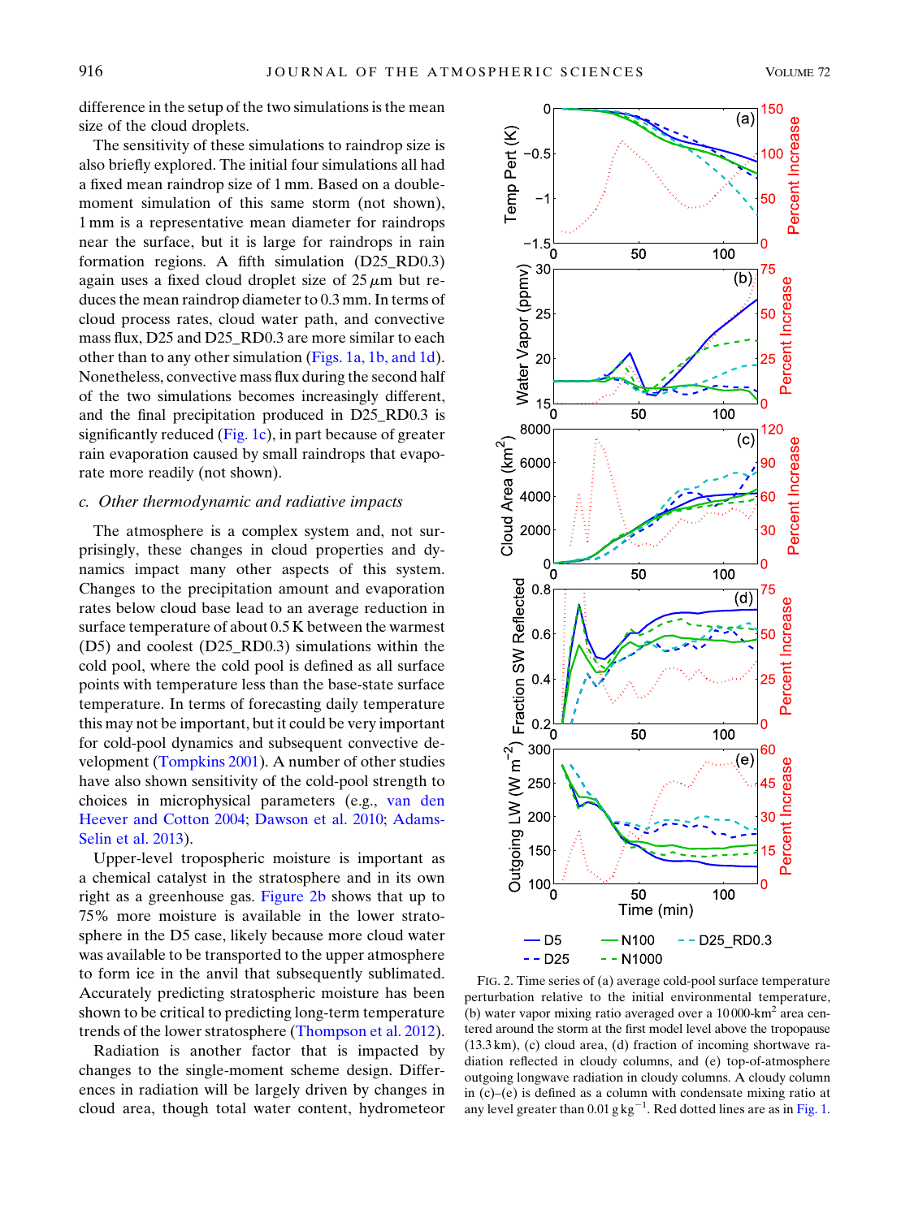difference in the setup of the two simulations is the mean size of the cloud droplets.

The sensitivity of these simulations to raindrop size is also briefly explored. The initial four simulations all had a fixed mean raindrop size of 1 mm. Based on a double-moment simulation of this same storm (not shown), 1 mm is a representative mean diameter for raindrops near the surface, but it is large for raindrops in rain formation regions. A fifth simulation (D25_RD0.3) again uses a fixed cloud droplet size of 25 $\mu$m but reduces the mean raindrop diameter to 0.3 mm. In terms of cloud process rates, cloud water path, and convective mass flux, D25 and D25_RD0.3 are more similar to each other than to any other simulation (Figs. 1a, 1b, and 1d). Nonetheless, convective mass flux during the second half of the two simulations becomes increasingly different, and the final precipitation produced in D25_RD0.3 is significantly reduced (Fig. 1c), in part because of greater rain evaporation caused by small raindrops that evaporate more readily (not shown).

### *c. Other thermodynamic and radiative impacts*

The atmosphere is a complex system and, not surprisingly, these changes in cloud properties and dynamics impact many other aspects of this system. Changes to the precipitation amount and evaporation rates below cloud base lead to an average reduction in surface temperature of about 0.5 K between the warmest (D5) and coolest (D25_RD0.3) simulations within the cold pool, where the cold pool is defined as all surface points with temperature less than the base-state surface temperature. In terms of forecasting daily temperature this may not be important, but it could be very important for cold-pool dynamics and subsequent convective development (Tompkins 2001). A number of other studies have also shown sensitivity of the cold-pool strength to choices in microphysical parameters (e.g., van den Heever and Cotton 2004; Dawson et al. 2010; Adams-Selin et al. 2013).

Upper-level tropospheric moisture is important as a chemical catalyst in the stratosphere and in its own right as a greenhouse gas. Figure 2b shows that up to 75% more moisture is available in the lower stratosphere in the D5 case, likely because more cloud water was available to be transported to the upper atmosphere to form ice in the anvil that subsequently sublimated. Accurately predicting stratospheric moisture has been shown to be critical to predicting long-term temperature trends of the lower stratosphere (Thompson et al. 2012).

Radiation is another factor that is impacted by changes to the single-moment scheme design. Differences in radiation will be largely driven by changes in cloud area, though total water content, hydrometeor

FIG. 2. Time series of (a) average cold-pool surface temperature perturbation relative to the initial environmental temperature, (b) water vapor mixing ratio averaged over a 10 000-km$^2$ area centered around the storm at the first model level above the tropopause (13.3 km), (c) cloud area, (d) fraction of incoming shortwave radiation reflected in cloudy columns, and (e) top-of-atmosphere outgoing longwave radiation in cloudy columns. A cloudy column in (c)–(e) is defined as a column with condensate mixing ratio at any level greater than 0.01 g kg$^{-1}$. Red dotted lines are as in Fig. 1.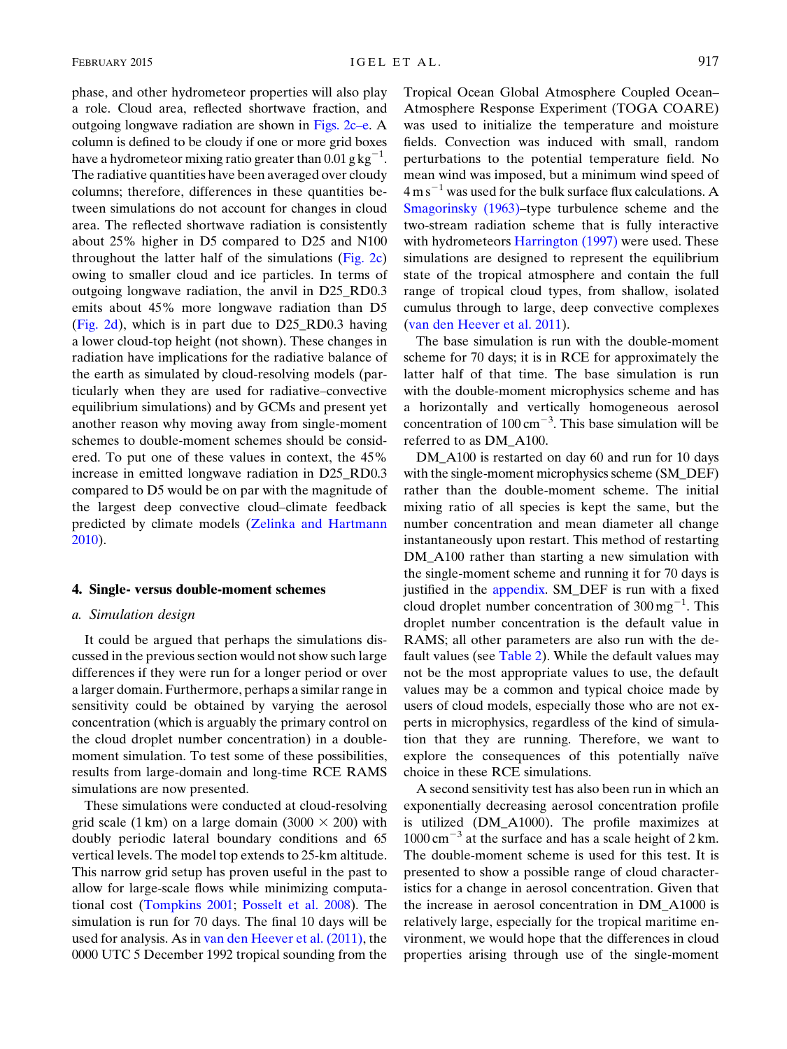phase, and other hydrometeor properties will also play a role. Cloud area, reflected shortwave fraction, and outgoing longwave radiation are shown in Figs. 2c–e. A column is defined to be cloudy if one or more grid boxes have a hydrometeor mixing ratio greater than 0.01 g $kg^{-1}$. The radiative quantities have been averaged over cloudy columns; therefore, differences in these quantities between simulations do not account for changes in cloud area. The reflected shortwave radiation is consistently about 25% higher in D5 compared to D25 and N100 throughout the latter half of the simulations (Fig. 2c) owing to smaller cloud and ice particles. In terms of outgoing longwave radiation, the anvil in D25_RD0.3 emits about 45% more longwave radiation than D5 (Fig. 2d), which is in part due to D25_RD0.3 having a lower cloud-top height (not shown). These changes in radiation have implications for the radiative balance of the earth as simulated by cloud-resolving models (particularly when they are used for radiative–convective equilibrium simulations) and by GCMs and present yet another reason why moving away from single-moment schemes to double-moment schemes should be considered. To put one of these values in context, the 45% increase in emitted longwave radiation in D25_RD0.3 compared to D5 would be on par with the magnitude of the largest deep convective cloud–climate feedback predicted by climate models (Zelinka and Hartmann 2010).

## 4. Single- versus double-moment schemes

### a. Simulation design

It could be argued that perhaps the simulations discussed in the previous section would not show such large differences if they were run for a longer period or over a larger domain. Furthermore, perhaps a similar range in sensitivity could be obtained by varying the aerosol concentration (which is arguably the primary control on the cloud droplet number concentration) in a double-moment simulation. To test some of these possibilities, results from large-domain and long-time RCE RAMS simulations are now presented.

These simulations were conducted at cloud-resolving grid scale (1 km) on a large domain (3000 × 200) with doubly periodic lateral boundary conditions and 65 vertical levels. The model top extends to 25-km altitude. This narrow grid setup has proven useful in the past to allow for large-scale flows while minimizing computational cost (Tompkins 2001; Posselt et al. 2008). The simulation is run for 70 days. The final 10 days will be used for analysis. As in van den Heever et al. (2011), the 0000 UTC 5 December 1992 tropical sounding from the Tropical Ocean Global Atmosphere Coupled Ocean–Atmosphere Response Experiment (TOGA COARE) was used to initialize the temperature and moisture fields. Convection was induced with small, random perturbations to the potential temperature field. No mean wind was imposed, but a minimum wind speed of 4 m $s^{-1}$ was used for the bulk surface flux calculations. A Smagorinsky (1963)–type turbulence scheme and the two-stream radiation scheme that is fully interactive with hydrometeors Harrington (1997) were used. These simulations are designed to represent the equilibrium state of the tropical atmosphere and contain the full range of tropical cloud types, from shallow, isolated cumulus through to large, deep convective complexes (van den Heever et al. 2011).

The base simulation is run with the double-moment scheme for 70 days; it is in RCE for approximately the latter half of that time. The base simulation is run with the double-moment microphysics scheme and has a horizontally and vertically homogeneous aerosol concentration of 100 $cm^{-3}$. This base simulation will be referred to as DM_A100.

DM_A100 is restarted on day 60 and run for 10 days with the single-moment microphysics scheme (SM_DEF) rather than the double-moment scheme. The initial mixing ratio of all species is kept the same, but the number concentration and mean diameter all change instantaneously upon restart. This method of restarting DM_A100 rather than starting a new simulation with the single-moment scheme and running it for 70 days is justified in the appendix. SM_DEF is run with a fixed cloud droplet number concentration of 300 $mg^{-1}$. This droplet number concentration is the default value in RAMS; all other parameters are also run with the default values (see Table 2). While the default values may not be the most appropriate values to use, the default values may be a common and typical choice made by users of cloud models, especially those who are not experts in microphysics, regardless of the kind of simulation that they are running. Therefore, we want to explore the consequences of this potentially naïve choice in these RCE simulations.

A second sensitivity test has also been run in which an exponentially decreasing aerosol concentration profile is utilized (DM_A1000). The profile maximizes at 1000 $cm^{-3}$ at the surface and has a scale height of 2 km. The double-moment scheme is used for this test. It is presented to show a possible range of cloud characteristics for a change in aerosol concentration. Given that the increase in aerosol concentration in DM_A1000 is relatively large, especially for the tropical maritime environment, we would hope that the differences in cloud properties arising through use of the single-moment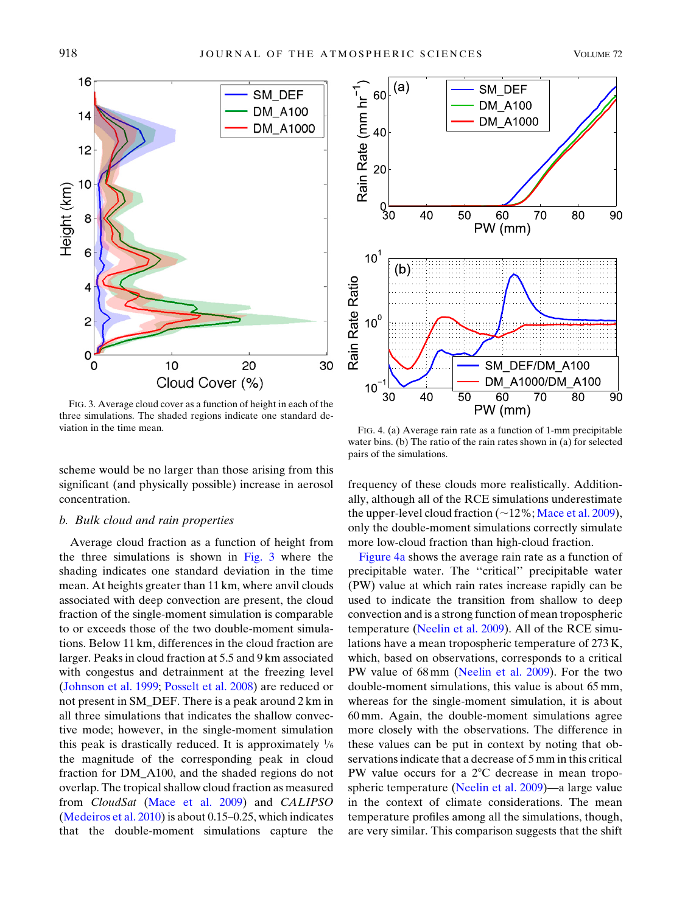FIG. 3. Average cloud cover as a function of height in each of the three simulations. The shaded regions indicate one standard deviation in the time mean.

FIG. 4. (a) Average rain rate as a function of 1-mm precipitable water bins. (b) The ratio of the rain rates shown in (a) for selected pairs of the simulations.

scheme would be no larger than those arising from this significant (and physically possible) increase in aerosol concentration.

### b. Bulk cloud and rain properties

Average cloud fraction as a function of height from the three simulations is shown in Fig. 3 where the shading indicates one standard deviation in the time mean. At heights greater than 11 km, where anvil clouds associated with deep convection are present, the cloud fraction of the single-moment simulation is comparable to or exceeds those of the two double-moment simulations. Below 11 km, differences in the cloud fraction are larger. Peaks in cloud fraction at 5.5 and 9 km associated with congestus and detrainment at the freezing level (Johnson et al. 1999; Posselt et al. 2008) are reduced or not present in SM_DEF. There is a peak around 2 km in all three simulations that indicates the shallow convective mode; however, in the single-moment simulation this peak is drastically reduced. It is approximately ⅙ the magnitude of the corresponding peak in cloud fraction for DM_A100, and the shaded regions do not overlap. The tropical shallow cloud fraction as measured from *CloudSat* (Mace et al. 2009) and *CALIPSO* (Medeiros et al. 2010) is about 0.15–0.25, which indicates that the double-moment simulations capture the frequency of these clouds more realistically. Additionally, although all of the RCE simulations underestimate the upper-level cloud fraction (~12%; Mace et al. 2009), only the double-moment simulations correctly simulate more low-cloud fraction than high-cloud fraction.

Figure 4a shows the average rain rate as a function of precipitable water. The ''critical'' precipitable water (PW) value at which rain rates increase rapidly can be used to indicate the transition from shallow to deep convection and is a strong function of mean tropospheric temperature (Neelin et al. 2009). All of the RCE simulations have a mean tropospheric temperature of 273 K, which, based on observations, corresponds to a critical PW value of 68 mm (Neelin et al. 2009). For the two double-moment simulations, this value is about 65 mm, whereas for the single-moment simulation, it is about 60 mm. Again, the double-moment simulations agree more closely with the observations. The difference in these values can be put in context by noting that observations indicate that a decrease of 5 mm in this critical PW value occurs for a 2°C decrease in mean tropospheric temperature (Neelin et al. 2009)—a large value in the context of climate considerations. The mean temperature profiles among all the simulations, though, are very similar. This comparison suggests that the shift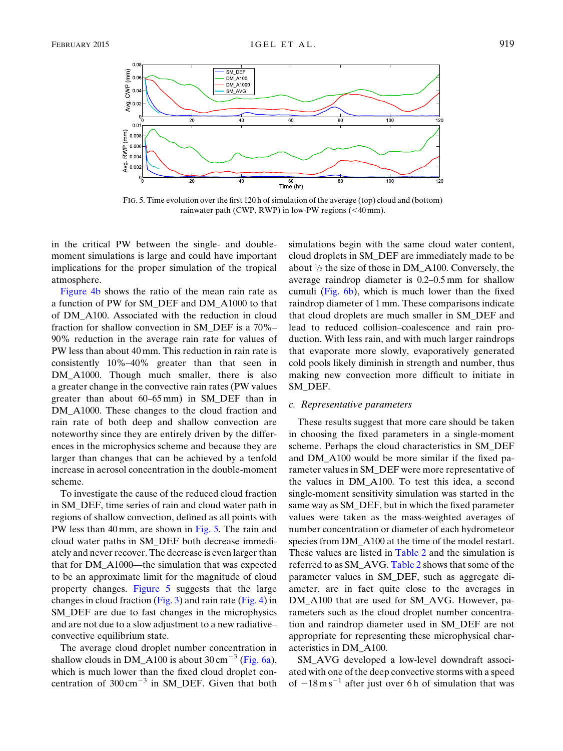FIG. 5. Time evolution over the first 120 h of simulation of the average (top) cloud and (bottom) rainwater path (CWP, RWP) in low-PW regions (<40 mm).

in the critical PW between the single- and double-moment simulations is large and could have important implications for the proper simulation of the tropical atmosphere.

Figure 4b shows the ratio of the mean rain rate as a function of PW for SM_DEF and DM_A1000 to that of DM_A100. Associated with the reduction in cloud fraction for shallow convection in SM_DEF is a 70%–90% reduction in the average rain rate for values of PW less than about 40 mm. This reduction in rain rate is consistently 10%–40% greater than that seen in DM_A1000. Though much smaller, there is also a greater change in the convective rain rates (PW values greater than about 60–65 mm) in SM_DEF than in DM_A1000. These changes to the cloud fraction and rain rate of both deep and shallow convection are noteworthy since they are entirely driven by the differences in the microphysics scheme and because they are larger than changes that can be achieved by a tenfold increase in aerosol concentration in the double-moment scheme.

To investigate the cause of the reduced cloud fraction in SM_DEF, time series of rain and cloud water path in regions of shallow convection, defined as all points with PW less than 40 mm, are shown in Fig. 5. The rain and cloud water paths in SM_DEF both decrease immediately and never recover. The decrease is even larger than that for DM_A1000—the simulation that was expected to be an approximate limit for the magnitude of cloud property changes. Figure 5 suggests that the large changes in cloud fraction (Fig. 3) and rain rate (Fig. 4) in SM_DEF are due to fast changes in the microphysics and are not due to a slow adjustment to a new radiative–convective equilibrium state.

The average cloud droplet number concentration in shallow clouds in DM_A100 is about 30 $\mathrm{cm^{-3}}$ (Fig. 6a), which is much lower than the fixed cloud droplet concentration of 300 $\mathrm{cm^{-3}}$ in SM_DEF. Given that both simulations begin with the same cloud water content, cloud droplets in SM_DEF are immediately made to be about 1/5 the size of those in DM_A100. Conversely, the average raindrop diameter is 0.2–0.5 mm for shallow cumuli (Fig. 6b), which is much lower than the fixed raindrop diameter of 1 mm. These comparisons indicate that cloud droplets are much smaller in SM_DEF and lead to reduced collision–coalescence and rain production. With less rain, and with much larger raindrops that evaporate more slowly, evaporatively generated cold pools likely diminish in strength and number, thus making new convection more difficult to initiate in SM_DEF.

### c. Representative parameters

These results suggest that more care should be taken in choosing the fixed parameters in a single-moment scheme. Perhaps the cloud characteristics in SM_DEF and DM_A100 would be more similar if the fixed parameter values in SM_DEF were more representative of the values in DM_A100. To test this idea, a second single-moment sensitivity simulation was started in the same way as SM_DEF, but in which the fixed parameter values were taken as the mass-weighted averages of number concentration or diameter of each hydrometeor species from DM_A100 at the time of the model restart. These values are listed in Table 2 and the simulation is referred to as SM_AVG. Table 2 shows that some of the parameter values in SM_DEF, such as aggregate diameter, are in fact quite close to the averages in DM_A100 that are used for SM_AVG. However, parameters such as the cloud droplet number concentration and raindrop diameter used in SM_DEF are not appropriate for representing these microphysical characteristics in DM_A100.

SM_AVG developed a low-level downdraft associated with one of the deep convective storms with a speed of $-18\ \mathrm{m\,s^{-1}}$ after just over 6 h of simulation that was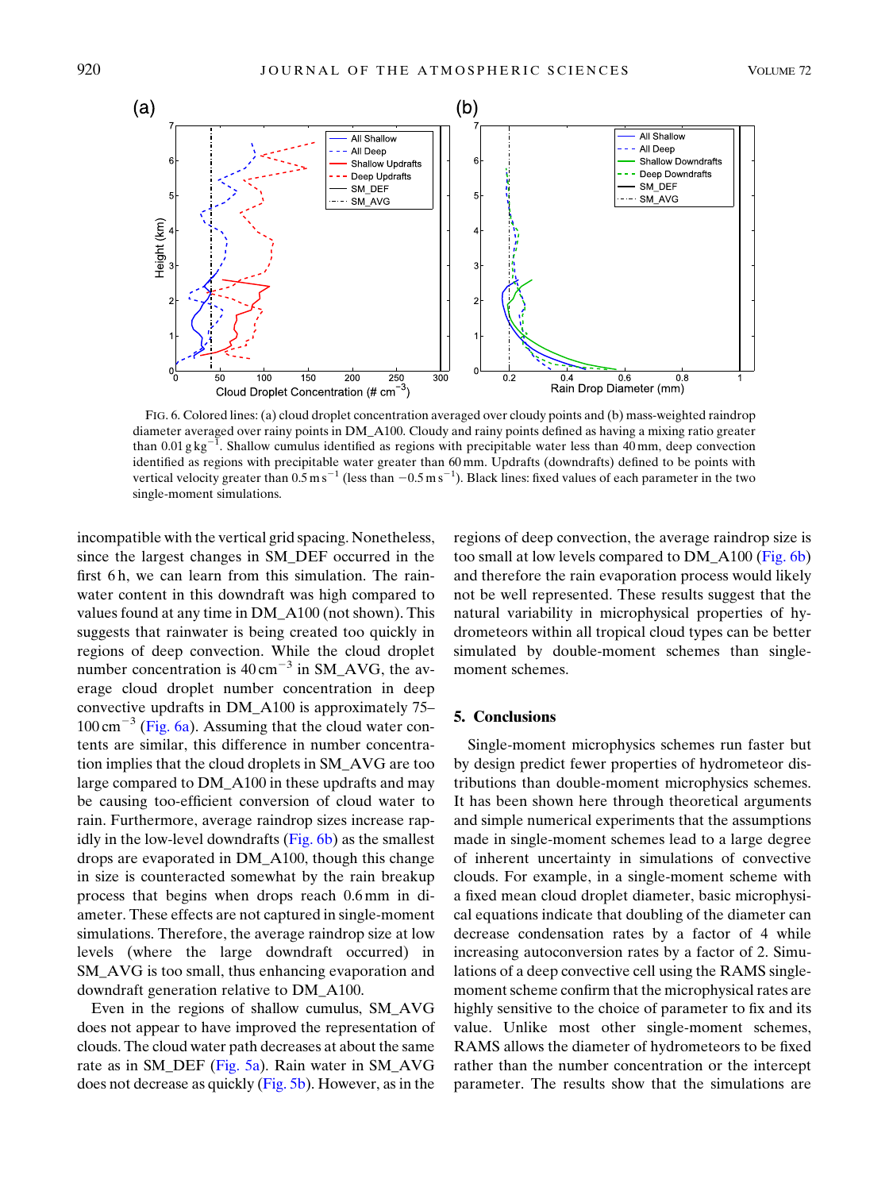FIG. 6. Colored lines: (a) cloud droplet concentration averaged over cloudy points and (b) mass-weighted raindrop diameter averaged over rainy points in DM_A100. Cloudy and rainy points defined as having a mixing ratio greater than $0.01\,g\,kg^{-1}$. Shallow cumulus identified as regions with precipitable water less than 40 mm, deep convection identified as regions with precipitable water greater than 60 mm. Updrafts (downdrafts) defined to be points with vertical velocity greater than $0.5\,m\,s^{-1}$ (less than $-0.5\,m\,s^{-1}$). Black lines: fixed values of each parameter in the two single-moment simulations.

incompatible with the vertical grid spacing. Nonetheless, since the largest changes in SM_DEF occurred in the first 6 h, we can learn from this simulation. The rainwater content in this downdraft was high compared to values found at any time in DM_A100 (not shown). This suggests that rainwater is being created too quickly in regions of deep convection. While the cloud droplet number concentration is $40\,cm^{-3}$ in SM_AVG, the average cloud droplet number concentration in deep convective updrafts in DM_A100 is approximately 75–$100\,cm^{-3}$ (Fig. 6a). Assuming that the cloud water contents are similar, this difference in number concentration implies that the cloud droplets in SM_AVG are too large compared to DM_A100 in these updrafts and may be causing too-efficient conversion of cloud water to rain. Furthermore, average raindrop sizes increase rapidly in the low-level downdrafts (Fig. 6b) as the smallest drops are evaporated in DM_A100, though this change in size is counteracted somewhat by the rain breakup process that begins when drops reach 0.6 mm in diameter. These effects are not captured in single-moment simulations. Therefore, the average raindrop size at low levels (where the large downdraft occurred) in SM_AVG is too small, thus enhancing evaporation and downdraft generation relative to DM_A100.

Even in the regions of shallow cumulus, SM_AVG does not appear to have improved the representation of clouds. The cloud water path decreases at about the same rate as in SM_DEF (Fig. 5a). Rain water in SM_AVG does not decrease as quickly (Fig. 5b). However, as in the regions of deep convection, the average raindrop size is too small at low levels compared to DM_A100 (Fig. 6b) and therefore the rain evaporation process would likely not be well represented. These results suggest that the natural variability in microphysical properties of hydrometeors within all tropical cloud types can be better simulated by double-moment schemes than single-moment schemes.

## 5. Conclusions

Single-moment microphysics schemes run faster but by design predict fewer properties of hydrometeor distributions than double-moment microphysics schemes. It has been shown here through theoretical arguments and simple numerical experiments that the assumptions made in single-moment schemes lead to a large degree of inherent uncertainty in simulations of convective clouds. For example, in a single-moment scheme with a fixed mean cloud droplet diameter, basic microphysical equations indicate that doubling of the diameter can decrease condensation rates by a factor of 4 while increasing autoconversion rates by a factor of 2. Simulations of a deep convective cell using the RAMS single-moment scheme confirm that the microphysical rates are highly sensitive to the choice of parameter to fix and its value. Unlike most other single-moment schemes, RAMS allows the diameter of hydrometeors to be fixed rather than the number concentration or the intercept parameter. The results show that the simulations are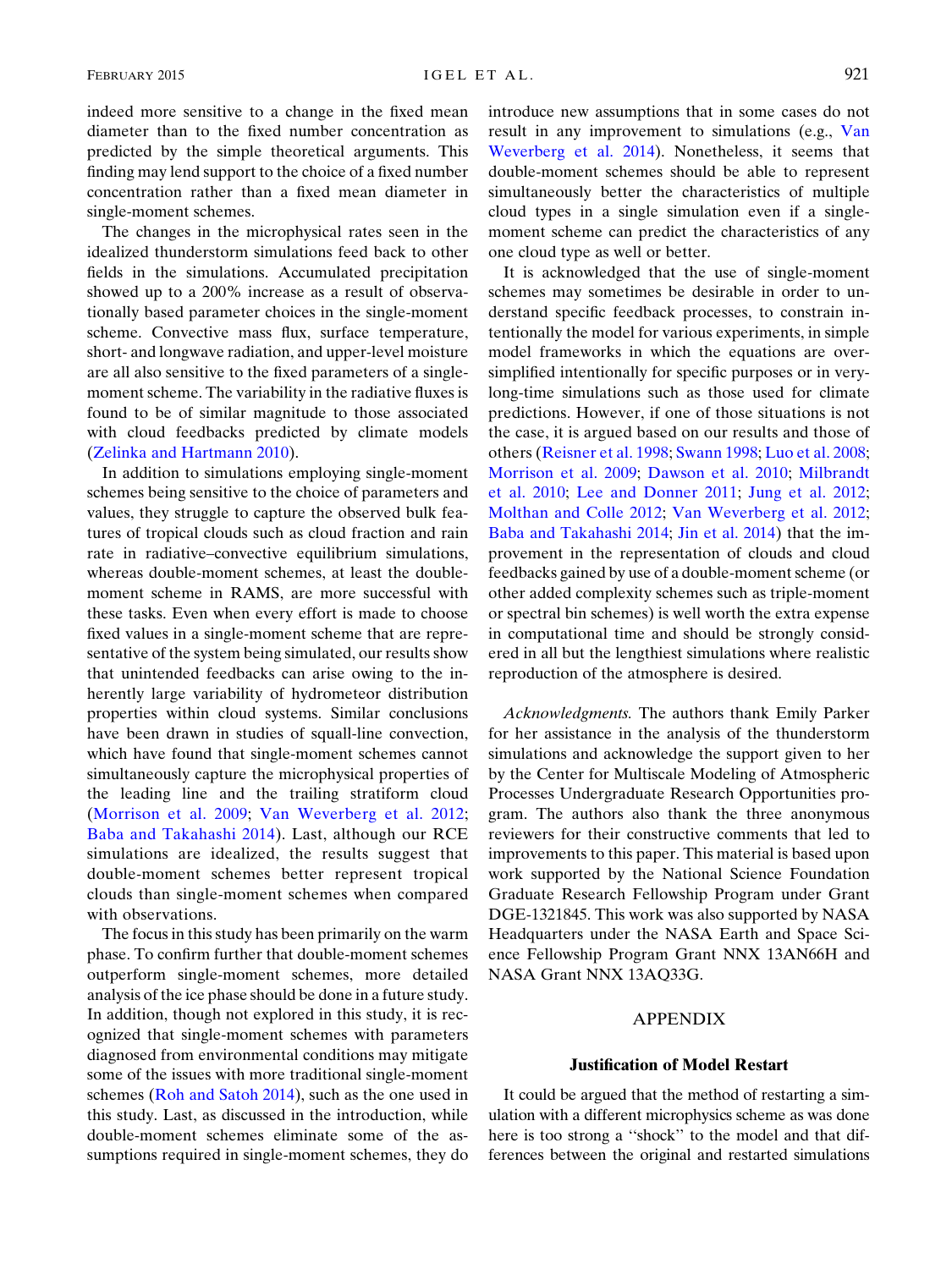indeed more sensitive to a change in the fixed mean diameter than to the fixed number concentration as predicted by the simple theoretical arguments. This finding may lend support to the choice of a fixed number concentration rather than a fixed mean diameter in single-moment schemes.

The changes in the microphysical rates seen in the idealized thunderstorm simulations feed back to other fields in the simulations. Accumulated precipitation showed up to a 200% increase as a result of observationally based parameter choices in the single-moment scheme. Convective mass flux, surface temperature, short- and longwave radiation, and upper-level moisture are all also sensitive to the fixed parameters of a single-moment scheme. The variability in the radiative fluxes is found to be of similar magnitude to those associated with cloud feedbacks predicted by climate models (Zelinka and Hartmann 2010).

In addition to simulations employing single-moment schemes being sensitive to the choice of parameters and values, they struggle to capture the observed bulk features of tropical clouds such as cloud fraction and rain rate in radiative–convective equilibrium simulations, whereas double-moment schemes, at least the double-moment scheme in RAMS, are more successful with these tasks. Even when every effort is made to choose fixed values in a single-moment scheme that are representative of the system being simulated, our results show that unintended feedbacks can arise owing to the inherently large variability of hydrometeor distribution properties within cloud systems. Similar conclusions have been drawn in studies of squall-line convection, which have found that single-moment schemes cannot simultaneously capture the microphysical properties of the leading line and the trailing stratiform cloud (Morrison et al. 2009; Van Weverberg et al. 2012; Baba and Takahashi 2014). Last, although our RCE simulations are idealized, the results suggest that double-moment schemes better represent tropical clouds than single-moment schemes when compared with observations.

The focus in this study has been primarily on the warm phase. To confirm further that double-moment schemes outperform single-moment schemes, more detailed analysis of the ice phase should be done in a future study. In addition, though not explored in this study, it is recognized that single-moment schemes with parameters diagnosed from environmental conditions may mitigate some of the issues with more traditional single-moment schemes (Roh and Satoh 2014), such as the one used in this study. Last, as discussed in the introduction, while double-moment schemes eliminate some of the assumptions required in single-moment schemes, they do introduce new assumptions that in some cases do not result in any improvement to simulations (e.g., Van Weverberg et al. 2014). Nonetheless, it seems that double-moment schemes should be able to represent simultaneously better the characteristics of multiple cloud types in a single simulation even if a single-moment scheme can predict the characteristics of any one cloud type as well or better.

It is acknowledged that the use of single-moment schemes may sometimes be desirable in order to understand specific feedback processes, to constrain intentionally the model for various experiments, in simple model frameworks in which the equations are oversimplified intentionally for specific purposes or in very-long-time simulations such as those used for climate predictions. However, if one of those situations is not the case, it is argued based on our results and those of others (Reisner et al. 1998; Swann 1998; Luo et al. 2008; Morrison et al. 2009; Dawson et al. 2010; Milbrandt et al. 2010; Lee and Donner 2011; Jung et al. 2012; Molthan and Colle 2012; Van Weverberg et al. 2012; Baba and Takahashi 2014; Jin et al. 2014) that the improvement in the representation of clouds and cloud feedbacks gained by use of a double-moment scheme (or other added complexity schemes such as triple-moment or spectral bin schemes) is well worth the extra expense in computational time and should be strongly considered in all but the lengthiest simulations where realistic reproduction of the atmosphere is desired.

*Acknowledgments.* The authors thank Emily Parker for her assistance in the analysis of the thunderstorm simulations and acknowledge the support given to her by the Center for Multiscale Modeling of Atmospheric Processes Undergraduate Research Opportunities program. The authors also thank the three anonymous reviewers for their constructive comments that led to improvements to this paper. This material is based upon work supported by the National Science Foundation Graduate Research Fellowship Program under Grant DGE-1321845. This work was also supported by NASA Headquarters under the NASA Earth and Space Science Fellowship Program Grant NNX 13AN66H and NASA Grant NNX 13AQ33G.

## APPENDIX

### Justification of Model Restart

It could be argued that the method of restarting a simulation with a different microphysics scheme as was done here is too strong a "shock" to the model and that differences between the original and restarted simulations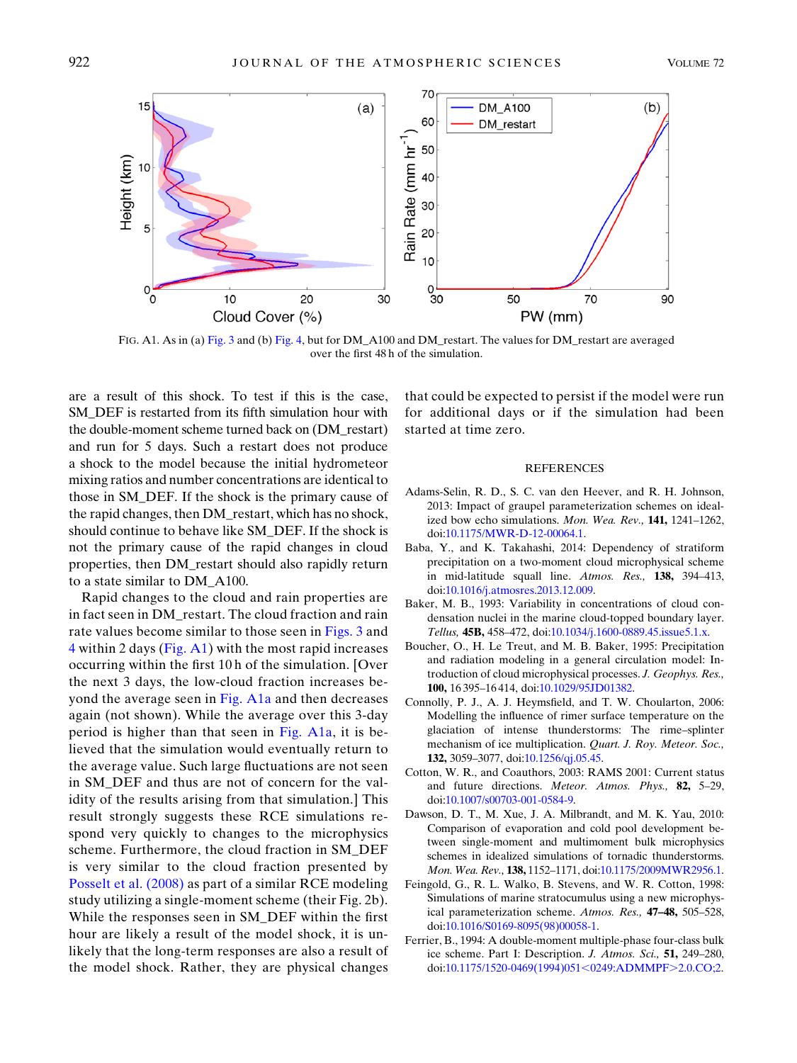FIG. A1. As in (a) Fig. 3 and (b) Fig. 4, but for DM_A100 and DM_restart. The values for DM_restart are averaged over the first 48 h of the simulation.

are a result of this shock. To test if this is the case, SM_DEF is restarted from its fifth simulation hour with the double-moment scheme turned back on (DM_restart) and run for 5 days. Such a restart does not produce a shock to the model because the initial hydrometeor mixing ratios and number concentrations are identical to those in SM_DEF. If the shock is the primary cause of the rapid changes, then DM_restart, which has no shock, should continue to behave like SM_DEF. If the shock is not the primary cause of the rapid changes in cloud properties, then DM_restart should also rapidly return to a state similar to DM_A100.

Rapid changes to the cloud and rain properties are in fact seen in DM_restart. The cloud fraction and rain rate values become similar to those seen in Figs. 3 and 4 within 2 days (Fig. A1) with the most rapid increases occurring within the first 10 h of the simulation. [Over the next 3 days, the low-cloud fraction increases beyond the average seen in Fig. A1a and then decreases again (not shown). While the average over this 3-day period is higher than that seen in Fig. A1a, it is believed that the simulation would eventually return to the average value. Such large fluctuations are not seen in SM_DEF and thus are not of concern for the validity of the results arising from that simulation.] This result strongly suggests these RCE simulations respond very quickly to changes to the microphysics scheme. Furthermore, the cloud fraction in SM_DEF is very similar to the cloud fraction presented by Posselt et al. (2008) as part of a similar RCE modeling study utilizing a single-moment scheme (their Fig. 2b). While the responses seen in SM_DEF within the first hour are likely a result of the model shock, it is unlikely that the long-term responses are also a result of the model shock. Rather, they are physical changes that could be expected to persist if the model were run for additional days or if the simulation had been started at time zero.

## REFERENCES

Adams-Selin, R. D., S. C. van den Heever, and R. H. Johnson, 2013: Impact of graupel parameterization schemes on idealized bow echo simulations. *Mon. Wea. Rev.,* **141,** 1241–1262, doi:10.1175/MWR-D-12-00064.1.

Baba, Y., and K. Takahashi, 2014: Dependency of stratiform precipitation on a two-moment cloud microphysical scheme in mid-latitude squall line. *Atmos. Res.,* **138,** 394–413, doi:10.1016/j.atmosres.2013.12.009.

Baker, M. B., 1993: Variability in concentrations of cloud condensation nuclei in the marine cloud-topped boundary layer. *Tellus,* **45B,** 458–472, doi:10.1034/j.1600-0889.45.issue5.1.x.

Boucher, O., H. Le Treut, and M. B. Baker, 1995: Precipitation and radiation modeling in a general circulation model: Introduction of cloud microphysical processes. *J. Geophys. Res.,* **100,** 16 395–16 414, doi:10.1029/95JD01382.

Connolly, P. J., A. J. Heymsfield, and T. W. Choularton, 2006: Modelling the influence of rimer surface temperature on the glaciation of intense thunderstorms: The rime–splinter mechanism of ice multiplication. *Quart. J. Roy. Meteor. Soc.,* **132,** 3059–3077, doi:10.1256/qj.05.45.

Cotton, W. R., and Coauthors, 2003: RAMS 2001: Current status and future directions. *Meteor. Atmos. Phys.,* **82,** 5–29, doi:10.1007/s00703-001-0584-9.

Dawson, D. T., M. Xue, J. A. Milbrandt, and M. K. Yau, 2010: Comparison of evaporation and cold pool development between single-moment and multimoment bulk microphysics schemes in idealized simulations of tornadic thunderstorms. *Mon. Wea. Rev.,* **138,** 1152–1171, doi:10.1175/2009MWR2956.1.

Feingold, G., R. L. Walko, B. Stevens, and W. R. Cotton, 1998: Simulations of marine stratocumulus using a new microphysical parameterization scheme. *Atmos. Res.,* **47–48,** 505–528, doi:10.1016/S0169-8095(98)00058-1.

Ferrier, B., 1994: A double-moment multiple-phase four-class bulk ice scheme. Part I: Description. *J. Atmos. Sci.,* **51,** 249–280, doi:10.1175/1520-0469(1994)051<0249:ADMMPF>2.0.CO;2.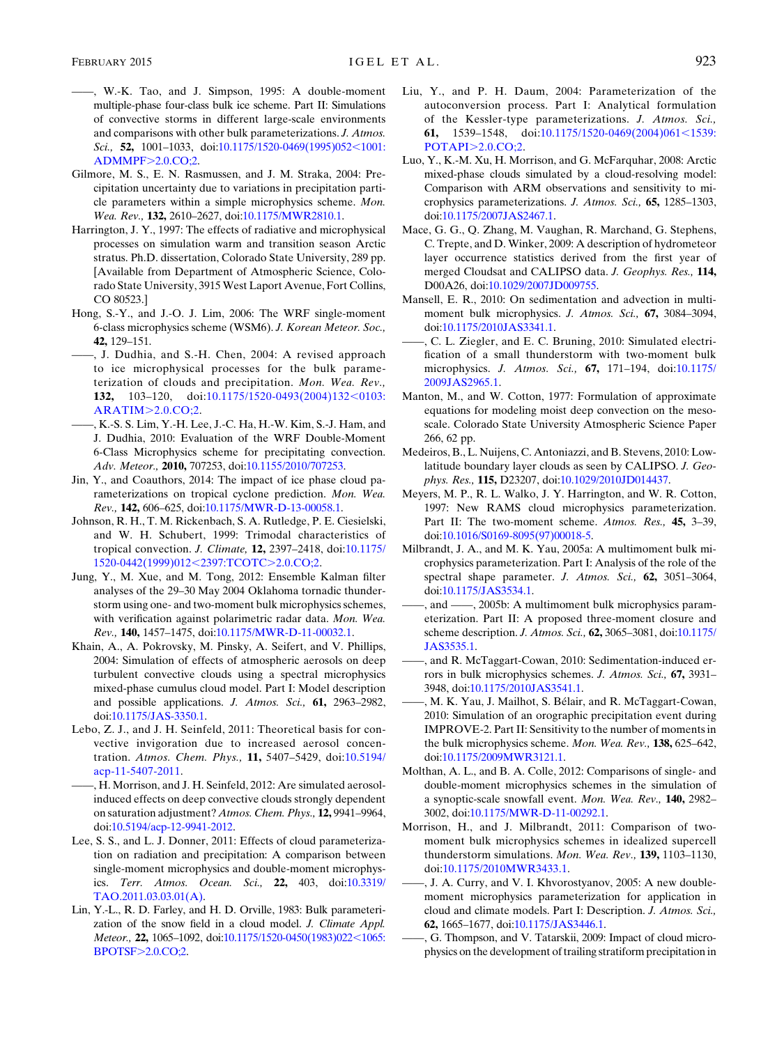——, W.-K. Tao, and J. Simpson, 1995: A double-moment multiple-phase four-class bulk ice scheme. Part II: Simulations of convective storms in different large-scale environments and comparisons with other bulk parameterizations. *J. Atmos. Sci.,* **52,** 1001–1033, doi:10.1175/1520-0469(1995)052<1001:ADMMPF>2.0.CO;2.

Gilmore, M. S., E. N. Rasmussen, and J. M. Straka, 2004: Precipitation uncertainty due to variations in precipitation particle parameters within a simple microphysics scheme. *Mon. Wea. Rev.,* **132,** 2610–2627, doi:10.1175/MWR2810.1.

Harrington, J. Y., 1997: The effects of radiative and microphysical processes on simulation warm and transition season Arctic stratus. Ph.D. dissertation, Colorado State University, 289 pp. [Available from Department of Atmospheric Science, Colorado State University, 3915 West Laport Avenue, Fort Collins, CO 80523.]

Hong, S.-Y., and J.-O. J. Lim, 2006: The WRF single-moment 6-class microphysics scheme (WSM6). *J. Korean Meteor. Soc.,* **42,** 129–151.

——, J. Dudhia, and S.-H. Chen, 2004: A revised approach to ice microphysical processes for the bulk parameterization of clouds and precipitation. *Mon. Wea. Rev.,* **132,** 103–120, doi:10.1175/1520-0493(2004)132<0103:ARATIM>2.0.CO;2.

——, K.-S. S. Lim, Y.-H. Lee, J.-C. Ha, H.-W. Kim, S.-J. Ham, and J. Dudhia, 2010: Evaluation of the WRF Double-Moment 6-Class Microphysics scheme for precipitating convection. *Adv. Meteor.,* **2010,** 707253, doi:10.1155/2010/707253.

Jin, Y., and Coauthors, 2014: The impact of ice phase cloud parameterizations on tropical cyclone prediction. *Mon. Wea. Rev.,* **142,** 606–625, doi:10.1175/MWR-D-13-00058.1.

Johnson, R. H., T. M. Rickenbach, S. A. Rutledge, P. E. Ciesielski, and W. H. Schubert, 1999: Trimodal characteristics of tropical convection. *J. Climate,* **12,** 2397–2418, doi:10.1175/1520-0442(1999)012<2397:TCOTC>2.0.CO;2.

Jung, Y., M. Xue, and M. Tong, 2012: Ensemble Kalman filter analyses of the 29–30 May 2004 Oklahoma tornadic thunderstorm using one- and two-moment bulk microphysics schemes, with verification against polarimetric radar data. *Mon. Wea. Rev.,* **140,** 1457–1475, doi:10.1175/MWR-D-11-00032.1.

Khain, A., A. Pokrovsky, M. Pinsky, A. Seifert, and V. Phillips, 2004: Simulation of effects of atmospheric aerosols on deep turbulent convective clouds using a spectral microphysics mixed-phase cumulus cloud model. Part I: Model description and possible applications. *J. Atmos. Sci.,* **61,** 2963–2982, doi:10.1175/JAS-3350.1.

Lebo, Z. J., and J. H. Seinfeld, 2011: Theoretical basis for convective invigoration due to increased aerosol concentration. *Atmos. Chem. Phys.,* **11,** 5407–5429, doi:10.5194/acp-11-5407-2011.

——, H. Morrison, and J. H. Seinfeld, 2012: Are simulated aerosol-induced effects on deep convective clouds strongly dependent on saturation adjustment? *Atmos. Chem. Phys.,* **12,** 9941–9964, doi:10.5194/acp-12-9941-2012.

Lee, S. S., and L. J. Donner, 2011: Effects of cloud parameterization on radiation and precipitation: A comparison between single-moment microphysics and double-moment microphysics. *Terr. Atmos. Ocean. Sci.,* **22,** 403, doi:10.3319/TAO.2011.03.03.01(A).

Lin, Y.-L., R. D. Farley, and H. D. Orville, 1983: Bulk parameterization of the snow field in a cloud model. *J. Climate Appl. Meteor.,* **22,** 1065–1092, doi:10.1175/1520-0450(1983)022<1065:BPOTSF>2.0.CO;2.

Liu, Y., and P. H. Daum, 2004: Parameterization of the autoconversion process. Part I: Analytical formulation of the Kessler-type parameterizations. *J. Atmos. Sci.,* **61,** 1539–1548, doi:10.1175/1520-0469(2004)061<1539:POTAPI>2.0.CO;2.

Luo, Y., K.-M. Xu, H. Morrison, and G. McFarquhar, 2008: Arctic mixed-phase clouds simulated by a cloud-resolving model: Comparison with ARM observations and sensitivity to microphysics parameterizations. *J. Atmos. Sci.,* **65,** 1285–1303, doi:10.1175/2007JAS2467.1.

Mace, G. G., Q. Zhang, M. Vaughan, R. Marchand, G. Stephens, C. Trepte, and D. Winker, 2009: A description of hydrometeor layer occurrence statistics derived from the first year of merged Cloudsat and CALIPSO data. *J. Geophys. Res.,* **114,** D00A26, doi:10.1029/2007JD009755.

Mansell, E. R., 2010: On sedimentation and advection in multimoment bulk microphysics. *J. Atmos. Sci.,* **67,** 3084–3094, doi:10.1175/2010JAS3341.1.

——, C. L. Ziegler, and E. C. Bruning, 2010: Simulated electrification of a small thunderstorm with two-moment bulk microphysics. *J. Atmos. Sci.,* **67,** 171–194, doi:10.1175/2009JAS2965.1.

Manton, M., and W. Cotton, 1977: Formulation of approximate equations for modeling moist deep convection on the mesoscale. Colorado State University Atmospheric Science Paper 266, 62 pp.

Medeiros, B., L. Nuijens, C. Antoniazzi, and B. Stevens, 2010: Low-latitude boundary layer clouds as seen by CALIPSO. *J. Geophys. Res.,* **115,** D23207, doi:10.1029/2010JD014437.

Meyers, M. P., R. L. Walko, J. Y. Harrington, and W. R. Cotton, 1997: New RAMS cloud microphysics parameterization. Part II: The two-moment scheme. *Atmos. Res.,* **45,** 3–39, doi:10.1016/S0169-8095(97)00018-5.

Milbrandt, J. A., and M. K. Yau, 2005a: A multimoment bulk microphysics parameterization. Part I: Analysis of the role of the spectral shape parameter. *J. Atmos. Sci.,* **62,** 3051–3064, doi:10.1175/JAS3534.1.

——, and ——, 2005b: A multimoment bulk microphysics parameterization. Part II: A proposed three-moment closure and scheme description. *J. Atmos. Sci.,* **62,** 3065–3081, doi:10.1175/JAS3535.1.

——, and R. McTaggart-Cowan, 2010: Sedimentation-induced errors in bulk microphysics schemes. *J. Atmos. Sci.,* **67,** 3931–3948, doi:10.1175/2010JAS3541.1.

——, M. K. Yau, J. Mailhot, S. Bélair, and R. McTaggart-Cowan, 2010: Simulation of an orographic precipitation event during IMPROVE-2. Part II: Sensitivity to the number of moments in the bulk microphysics scheme. *Mon. Wea. Rev.,* **138,** 625–642, doi:10.1175/2009MWR3121.1.

Molthan, A. L., and B. A. Colle, 2012: Comparisons of single- and double-moment microphysics schemes in the simulation of a synoptic-scale snowfall event. *Mon. Wea. Rev.,* **140,** 2982–3002, doi:10.1175/MWR-D-11-00292.1.

Morrison, H., and J. Milbrandt, 2011: Comparison of two-moment bulk microphysics schemes in idealized supercell thunderstorm simulations. *Mon. Wea. Rev.,* **139,** 1103–1130, doi:10.1175/2010MWR3433.1.

——, J. A. Curry, and V. I. Khvorostyanov, 2005: A new double-moment microphysics parameterization for application in cloud and climate models. Part I: Description. *J. Atmos. Sci.,* **62,** 1665–1677, doi:10.1175/JAS3446.1.

——, G. Thompson, and V. Tatarskii, 2009: Impact of cloud microphysics on the development of trailing stratiform precipitation in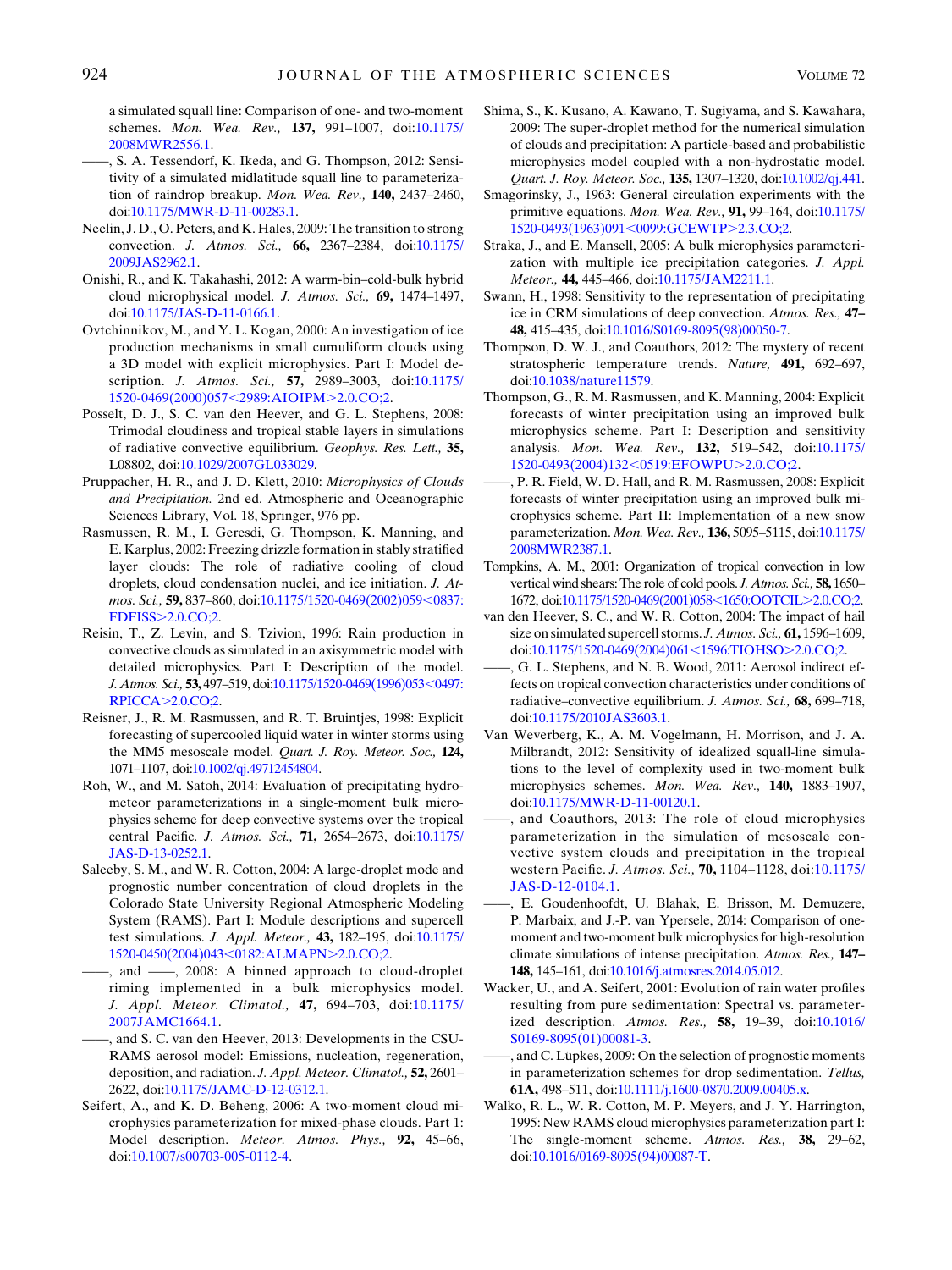a simulated squall line: Comparison of one- and two-moment schemes. *Mon. Wea. Rev.,* **137,** 991–1007, doi:10.1175/2008MWR2556.1.

——, S. A. Tessendorf, K. Ikeda, and G. Thompson, 2012: Sensitivity of a simulated midlatitude squall line to parameterization of raindrop breakup. *Mon. Wea. Rev.,* **140,** 2437–2460, doi:10.1175/MWR-D-11-00283.1.

Neelin, J. D., O. Peters, and K. Hales, 2009: The transition to strong convection. *J. Atmos. Sci.,* **66,** 2367–2384, doi:10.1175/2009JAS2962.1.

Onishi, R., and K. Takahashi, 2012: A warm-bin–cold-bulk hybrid cloud microphysical model. *J. Atmos. Sci.,* **69,** 1474–1497, doi:10.1175/JAS-D-11-0166.1.

Ovtchinnikov, M., and Y. L. Kogan, 2000: An investigation of ice production mechanisms in small cumuliform clouds using a 3D model with explicit microphysics. Part I: Model description. *J. Atmos. Sci.,* **57,** 2989–3003, doi:10.1175/1520-0469(2000)057<2989:AIOIPM>2.0.CO;2.

Posselt, D. J., S. C. van den Heever, and G. L. Stephens, 2008: Trimodal cloudiness and tropical stable layers in simulations of radiative convective equilibrium. *Geophys. Res. Lett.,* **35,** L08802, doi:10.1029/2007GL033029.

Pruppacher, H. R., and J. D. Klett, 2010: *Microphysics of Clouds and Precipitation.* 2nd ed. Atmospheric and Oceanographic Sciences Library, Vol. 18, Springer, 976 pp.

Rasmussen, R. M., I. Geresdi, G. Thompson, K. Manning, and E. Karplus, 2002: Freezing drizzle formation in stably stratified layer clouds: The role of radiative cooling of cloud droplets, cloud condensation nuclei, and ice initiation. *J. Atmos. Sci.,* **59,** 837–860, doi:10.1175/1520-0469(2002)059<0837:FDFISS>2.0.CO;2.

Reisin, T., Z. Levin, and S. Tzivion, 1996: Rain production in convective clouds as simulated in an axisymmetric model with detailed microphysics. Part I: Description of the model. *J. Atmos. Sci.,* **53,** 497–519, doi:10.1175/1520-0469(1996)053<0497:RPICCA>2.0.CO;2.

Reisner, J., R. M. Rasmussen, and R. T. Bruintjes, 1998: Explicit forecasting of supercooled liquid water in winter storms using the MM5 mesoscale model. *Quart. J. Roy. Meteor. Soc.,* **124,** 1071–1107, doi:10.1002/qj.49712454804.

Roh, W., and M. Satoh, 2014: Evaluation of precipitating hydrometeor parameterizations in a single-moment bulk microphysics scheme for deep convective systems over the tropical central Pacific. *J. Atmos. Sci.,* **71,** 2654–2673, doi:10.1175/JAS-D-13-0252.1.

Saleeby, S. M., and W. R. Cotton, 2004: A large-droplet mode and prognostic number concentration of cloud droplets in the Colorado State University Regional Atmospheric Modeling System (RAMS). Part I: Module descriptions and supercell test simulations. *J. Appl. Meteor.,* **43,** 182–195, doi:10.1175/1520-0450(2004)043<0182:ALMAPN>2.0.CO;2.

——, and ——, 2008: A binned approach to cloud-droplet riming implemented in a bulk microphysics model. *J. Appl. Meteor. Climatol.,* **47,** 694–703, doi:10.1175/2007JAMC1664.1.

——, and S. C. van den Heever, 2013: Developments in the CSU-RAMS aerosol model: Emissions, nucleation, regeneration, deposition, and radiation. *J. Appl. Meteor. Climatol.,* **52,** 2601–2622, doi:10.1175/JAMC-D-12-0312.1.

Seifert, A., and K. D. Beheng, 2006: A two-moment cloud microphysics parameterization for mixed-phase clouds. Part 1: Model description. *Meteor. Atmos. Phys.,* **92,** 45–66, doi:10.1007/s00703-005-0112-4.

Shima, S., K. Kusano, A. Kawano, T. Sugiyama, and S. Kawahara, 2009: The super-droplet method for the numerical simulation of clouds and precipitation: A particle-based and probabilistic microphysics model coupled with a non-hydrostatic model. *Quart. J. Roy. Meteor. Soc.,* **135,** 1307–1320, doi:10.1002/qj.441.

Smagorinsky, J., 1963: General circulation experiments with the primitive equations. *Mon. Wea. Rev.,* **91,** 99–164, doi:10.1175/1520-0493(1963)091<0099:GCEWTP>2.3.CO;2.

Straka, J., and E. Mansell, 2005: A bulk microphysics parameterization with multiple ice precipitation categories. *J. Appl. Meteor.,* **44,** 445–466, doi:10.1175/JAM2211.1.

Swann, H., 1998: Sensitivity to the representation of precipitating ice in CRM simulations of deep convection. *Atmos. Res.,* **47–48,** 415–435, doi:10.1016/S0169-8095(98)00050-7.

Thompson, D. W. J., and Coauthors, 2012: The mystery of recent stratospheric temperature trends. *Nature,* **491,** 692–697, doi:10.1038/nature11579.

Thompson, G., R. M. Rasmussen, and K. Manning, 2004: Explicit forecasts of winter precipitation using an improved bulk microphysics scheme. Part I: Description and sensitivity analysis. *Mon. Wea. Rev.,* **132,** 519–542, doi:10.1175/1520-0493(2004)132<0519:EFOWPU>2.0.CO;2.

——, P. R. Field, W. D. Hall, and R. M. Rasmussen, 2008: Explicit forecasts of winter precipitation using an improved bulk microphysics scheme. Part II: Implementation of a new snow parameterization. *Mon. Wea. Rev.,* **136,** 5095–5115, doi:10.1175/2008MWR2387.1.

Tompkins, A. M., 2001: Organization of tropical convection in low vertical wind shears: The role of cold pools. *J. Atmos. Sci.,* **58,** 1650–1672, doi:10.1175/1520-0469(2001)058<1650:OOTCIL>2.0.CO;2.

van den Heever, S. C., and W. R. Cotton, 2004: The impact of hail size on simulated supercell storms. *J. Atmos. Sci.,* **61,** 1596–1609, doi:10.1175/1520-0469(2004)061<1596:TIOHSO>2.0.CO;2.

——, G. L. Stephens, and N. B. Wood, 2011: Aerosol indirect effects on tropical convection characteristics under conditions of radiative–convective equilibrium. *J. Atmos. Sci.,* **68,** 699–718, doi:10.1175/2010JAS3603.1.

Van Weverberg, K., A. M. Vogelmann, H. Morrison, and J. A. Milbrandt, 2012: Sensitivity of idealized squall-line simulations to the level of complexity used in two-moment bulk microphysics schemes. *Mon. Wea. Rev.,* **140,** 1883–1907, doi:10.1175/MWR-D-11-00120.1.

——, and Coauthors, 2013: The role of cloud microphysics parameterization in the simulation of mesoscale convective system clouds and precipitation in the tropical western Pacific. *J. Atmos. Sci.,* **70,** 1104–1128, doi:10.1175/JAS-D-12-0104.1.

——, E. Goudenhoofdt, U. Blahak, E. Brisson, M. Demuzere, P. Marbaix, and J.-P. van Ypersele, 2014: Comparison of one-moment and two-moment bulk microphysics for high-resolution climate simulations of intense precipitation. *Atmos. Res.,* **147–148,** 145–161, doi:10.1016/j.atmosres.2014.05.012.

Wacker, U., and A. Seifert, 2001: Evolution of rain water profiles resulting from pure sedimentation: Spectral vs. parameterized description. *Atmos. Res.,* **58,** 19–39, doi:10.1016/S0169-8095(01)00081-3.

——, and C. Lüpkes, 2009: On the selection of prognostic moments in parameterization schemes for drop sedimentation. *Tellus,* **61A,** 498–511, doi:10.1111/j.1600-0870.2009.00405.x.

Walko, R. L., W. R. Cotton, M. P. Meyers, and J. Y. Harrington, 1995: New RAMS cloud microphysics parameterization part I: The single-moment scheme. *Atmos. Res.,* **38,** 29–62, doi:10.1016/0169-8095(94)00087-T.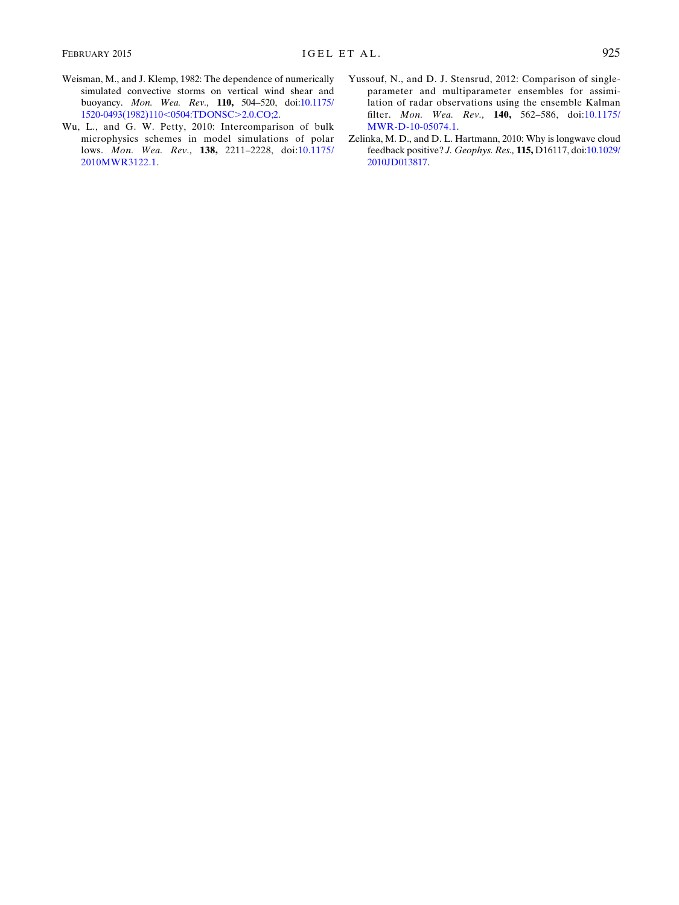Weisman, M., and J. Klemp, 1982: The dependence of numerically simulated convective storms on vertical wind shear and buoyancy. *Mon. Wea. Rev.,* **110,** 504–520, doi:10.1175/1520-0493(1982)110<0504:TDONSC>2.0.CO;2.

Wu, L., and G. W. Petty, 2010: Intercomparison of bulk microphysics schemes in model simulations of polar lows. *Mon. Wea. Rev.,* **138,** 2211–2228, doi:10.1175/2010MWR3122.1.

Yussouf, N., and D. J. Stensrud, 2012: Comparison of single-parameter and multiparameter ensembles for assimilation of radar observations using the ensemble Kalman filter. *Mon. Wea. Rev.,* **140,** 562–586, doi:10.1175/MWR-D-10-05074.1.

Zelinka, M. D., and D. L. Hartmann, 2010: Why is longwave cloud feedback positive? *J. Geophys. Res.,* **115,** D16117, doi:10.1029/2010JD013817.